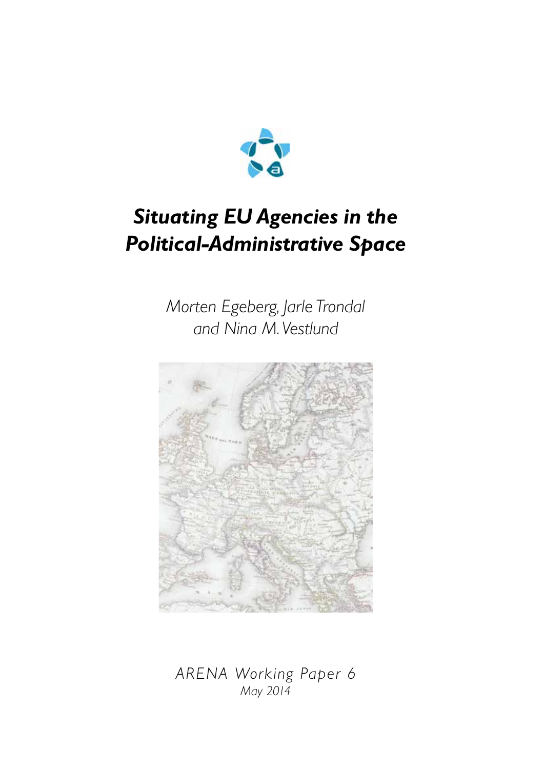# *Situating EU Agencies in the Political-Administrative Space*

*Morten Egeberg, Jarle Trondal and Nina M. Vestlund*

*ARENA Working Paper 6*
*May 2014*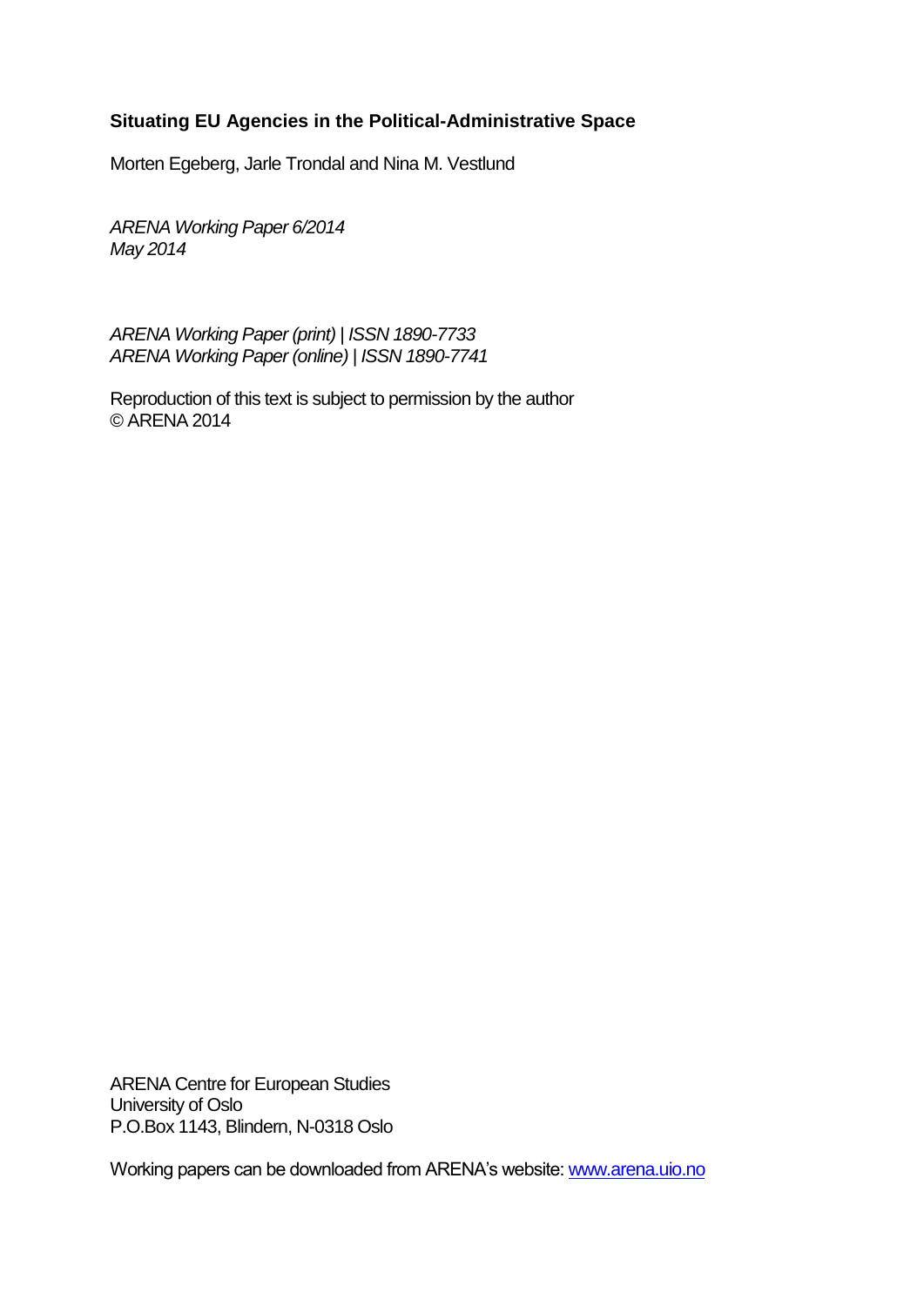**Situating EU Agencies in the Political-Administrative Space**

Morten Egeberg, Jarle Trondal and Nina M. Vestlund

*ARENA Working Paper 6/2014*
*May 2014*

*ARENA Working Paper (print) | ISSN 1890-7733*
*ARENA Working Paper (online) | ISSN 1890-7741*

Reproduction of this text is subject to permission by the author
© ARENA 2014

ARENA Centre for European Studies
University of Oslo
P.O.Box 1143, Blindern, N-0318 Oslo

Working papers can be downloaded from ARENA's website: [www.arena.uio.no](http://www.arena.uio.no)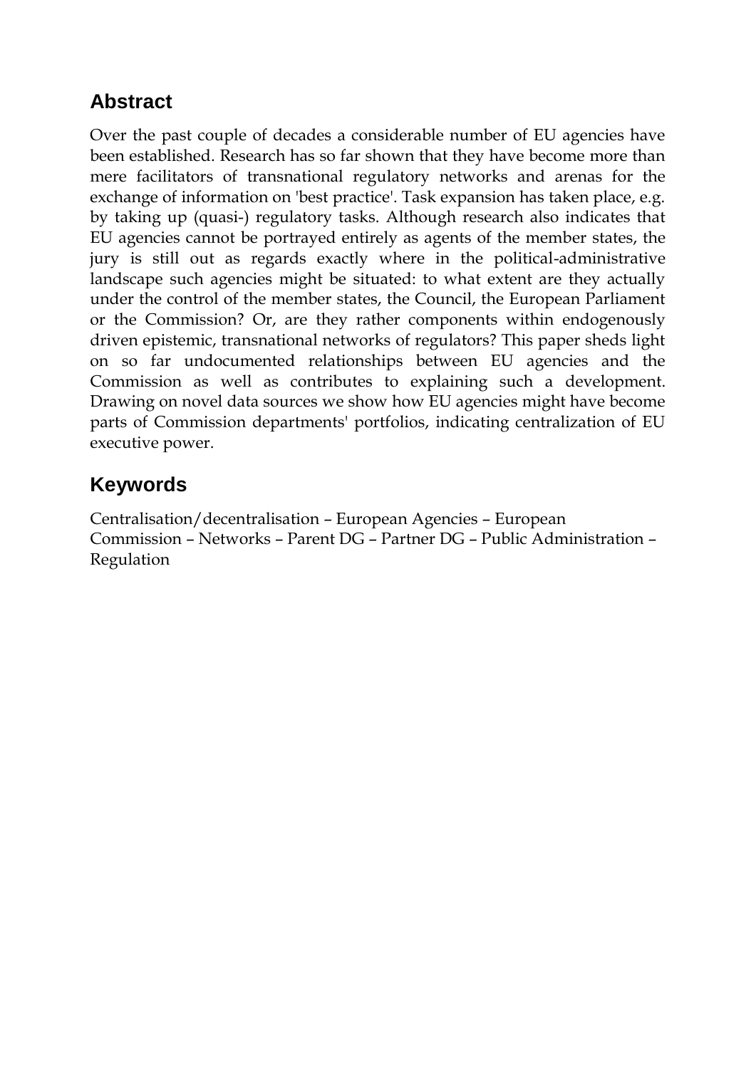## Abstract

Over the past couple of decades a considerable number of EU agencies have been established. Research has so far shown that they have become more than mere facilitators of transnational regulatory networks and arenas for the exchange of information on 'best practice'. Task expansion has taken place, e.g. by taking up (quasi-) regulatory tasks. Although research also indicates that EU agencies cannot be portrayed entirely as agents of the member states, the jury is still out as regards exactly where in the political-administrative landscape such agencies might be situated: to what extent are they actually under the control of the member states, the Council, the European Parliament or the Commission? Or, are they rather components within endogenously driven epistemic, transnational networks of regulators? This paper sheds light on so far undocumented relationships between EU agencies and the Commission as well as contributes to explaining such a development. Drawing on novel data sources we show how EU agencies might have become parts of Commission departments' portfolios, indicating centralization of EU executive power.

## Keywords

Centralisation/decentralisation – European Agencies – European Commission – Networks – Parent DG – Partner DG – Public Administration – Regulation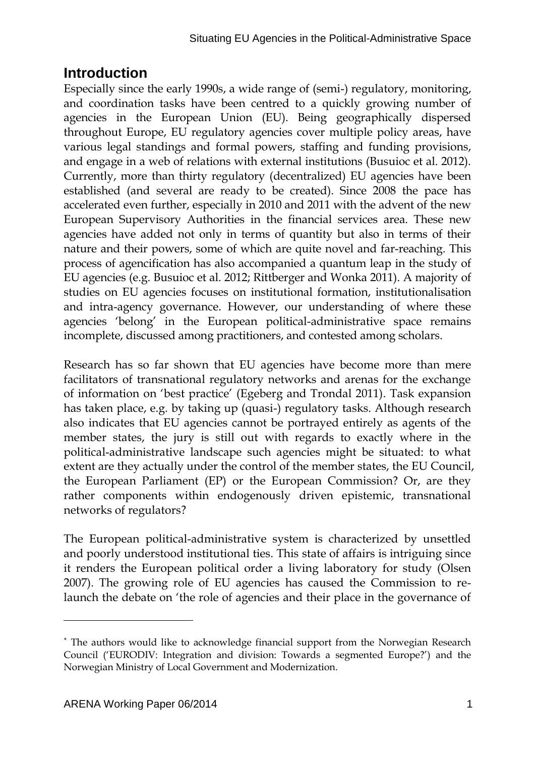## Introduction

Especially since the early 1990s, a wide range of (semi-) regulatory, monitoring, and coordination tasks have been centred to a quickly growing number of agencies in the European Union (EU). Being geographically dispersed throughout Europe, EU regulatory agencies cover multiple policy areas, have various legal standings and formal powers, staffing and funding provisions, and engage in a web of relations with external institutions (Busuioc et al. 2012). Currently, more than thirty regulatory (decentralized) EU agencies have been established (and several are ready to be created). Since 2008 the pace has accelerated even further, especially in 2010 and 2011 with the advent of the new European Supervisory Authorities in the financial services area. These new agencies have added not only in terms of quantity but also in terms of their nature and their powers, some of which are quite novel and far-reaching. This process of agencification has also accompanied a quantum leap in the study of EU agencies (e.g. Busuioc et al. 2012; Rittberger and Wonka 2011). A majority of studies on EU agencies focuses on institutional formation, institutionalisation and intra-agency governance. However, our understanding of where these agencies 'belong' in the European political-administrative space remains incomplete, discussed among practitioners, and contested among scholars.

Research has so far shown that EU agencies have become more than mere facilitators of transnational regulatory networks and arenas for the exchange of information on 'best practice' (Egeberg and Trondal 2011). Task expansion has taken place, e.g. by taking up (quasi-) regulatory tasks. Although research also indicates that EU agencies cannot be portrayed entirely as agents of the member states, the jury is still out with regards to exactly where in the political-administrative landscape such agencies might be situated: to what extent are they actually under the control of the member states, the EU Council, the European Parliament (EP) or the European Commission? Or, are they rather components within endogenously driven epistemic, transnational networks of regulators?

The European political-administrative system is characterized by unsettled and poorly understood institutional ties. This state of affairs is intriguing since it renders the European political order a living laboratory for study (Olsen 2007). The growing role of EU agencies has caused the Commission to re-launch the debate on 'the role of agencies and their place in the governance of

---

* The authors would like to acknowledge financial support from the Norwegian Research Council ('EURODIV: Integration and division: Towards a segmented Europe?') and the Norwegian Ministry of Local Government and Modernization.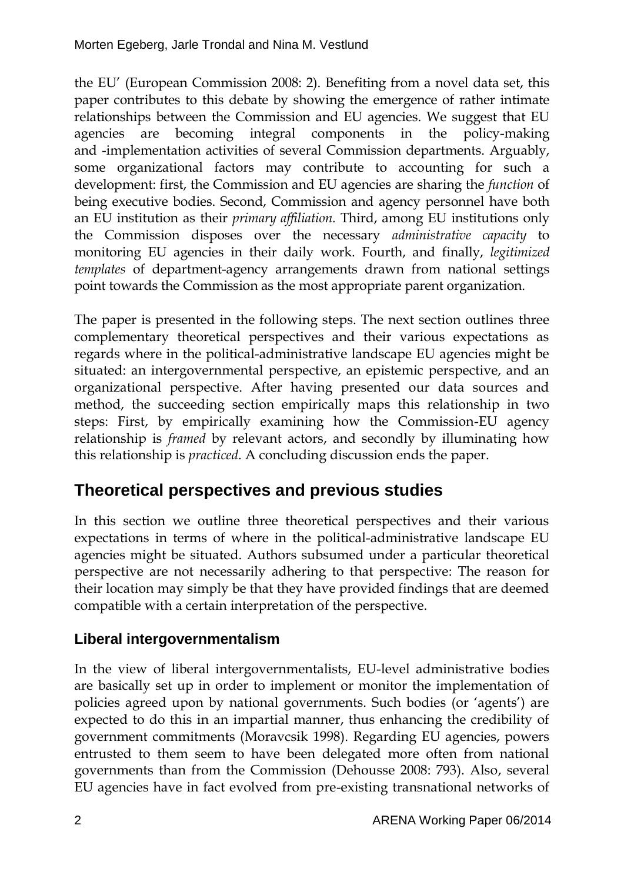the EU' (European Commission 2008: 2). Benefiting from a novel data set, this paper contributes to this debate by showing the emergence of rather intimate relationships between the Commission and EU agencies. We suggest that EU agencies are becoming integral components in the policy-making and -implementation activities of several Commission departments. Arguably, some organizational factors may contribute to accounting for such a development: first, the Commission and EU agencies are sharing the *function* of being executive bodies. Second, Commission and agency personnel have both an EU institution as their *primary affiliation.* Third, among EU institutions only the Commission disposes over the necessary *administrative capacity* to monitoring EU agencies in their daily work. Fourth, and finally, *legitimized templates* of department-agency arrangements drawn from national settings point towards the Commission as the most appropriate parent organization.

The paper is presented in the following steps. The next section outlines three complementary theoretical perspectives and their various expectations as regards where in the political-administrative landscape EU agencies might be situated: an intergovernmental perspective, an epistemic perspective, and an organizational perspective. After having presented our data sources and method, the succeeding section empirically maps this relationship in two steps: First, by empirically examining how the Commission-EU agency relationship is *framed* by relevant actors, and secondly by illuminating how this relationship is *practiced*. A concluding discussion ends the paper.

## Theoretical perspectives and previous studies

In this section we outline three theoretical perspectives and their various expectations in terms of where in the political-administrative landscape EU agencies might be situated. Authors subsumed under a particular theoretical perspective are not necessarily adhering to that perspective: The reason for their location may simply be that they have provided findings that are deemed compatible with a certain interpretation of the perspective.

### Liberal intergovernmentalism

In the view of liberal intergovernmentalists, EU-level administrative bodies are basically set up in order to implement or monitor the implementation of policies agreed upon by national governments. Such bodies (or 'agents') are expected to do this in an impartial manner, thus enhancing the credibility of government commitments (Moravcsik 1998). Regarding EU agencies, powers entrusted to them seem to have been delegated more often from national governments than from the Commission (Dehousse 2008: 793). Also, several EU agencies have in fact evolved from pre-existing transnational networks of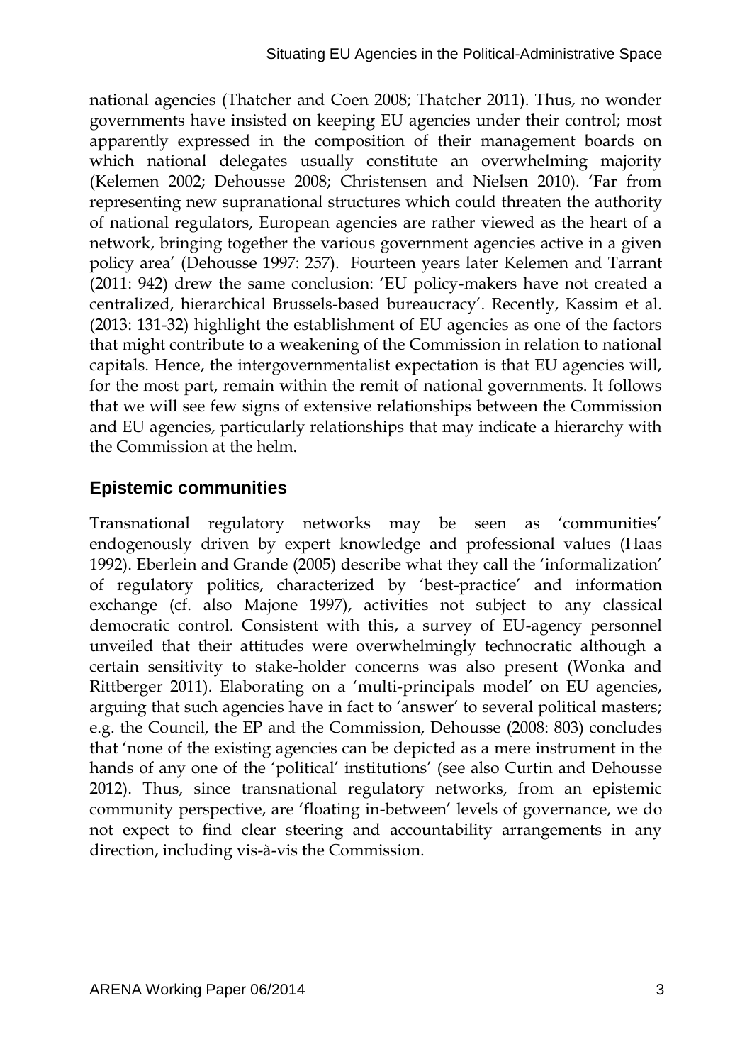national agencies (Thatcher and Coen 2008; Thatcher 2011). Thus, no wonder governments have insisted on keeping EU agencies under their control; most apparently expressed in the composition of their management boards on which national delegates usually constitute an overwhelming majority (Kelemen 2002; Dehousse 2008; Christensen and Nielsen 2010). 'Far from representing new supranational structures which could threaten the authority of national regulators, European agencies are rather viewed as the heart of a network, bringing together the various government agencies active in a given policy area' (Dehousse 1997: 257). Fourteen years later Kelemen and Tarrant (2011: 942) drew the same conclusion: 'EU policy-makers have not created a centralized, hierarchical Brussels-based bureaucracy'. Recently, Kassim et al. (2013: 131-32) highlight the establishment of EU agencies as one of the factors that might contribute to a weakening of the Commission in relation to national capitals. Hence, the intergovernmentalist expectation is that EU agencies will, for the most part, remain within the remit of national governments. It follows that we will see few signs of extensive relationships between the Commission and EU agencies, particularly relationships that may indicate a hierarchy with the Commission at the helm.

## Epistemic communities

Transnational regulatory networks may be seen as 'communities' endogenously driven by expert knowledge and professional values (Haas 1992). Eberlein and Grande (2005) describe what they call the 'informalization' of regulatory politics, characterized by 'best-practice' and information exchange (cf. also Majone 1997), activities not subject to any classical democratic control. Consistent with this, a survey of EU-agency personnel unveiled that their attitudes were overwhelmingly technocratic although a certain sensitivity to stake-holder concerns was also present (Wonka and Rittberger 2011). Elaborating on a 'multi-principals model' on EU agencies, arguing that such agencies have in fact to 'answer' to several political masters; e.g. the Council, the EP and the Commission, Dehousse (2008: 803) concludes that 'none of the existing agencies can be depicted as a mere instrument in the hands of any one of the 'political' institutions' (see also Curtin and Dehousse 2012). Thus, since transnational regulatory networks, from an epistemic community perspective, are 'floating in-between' levels of governance, we do not expect to find clear steering and accountability arrangements in any direction, including vis-à-vis the Commission.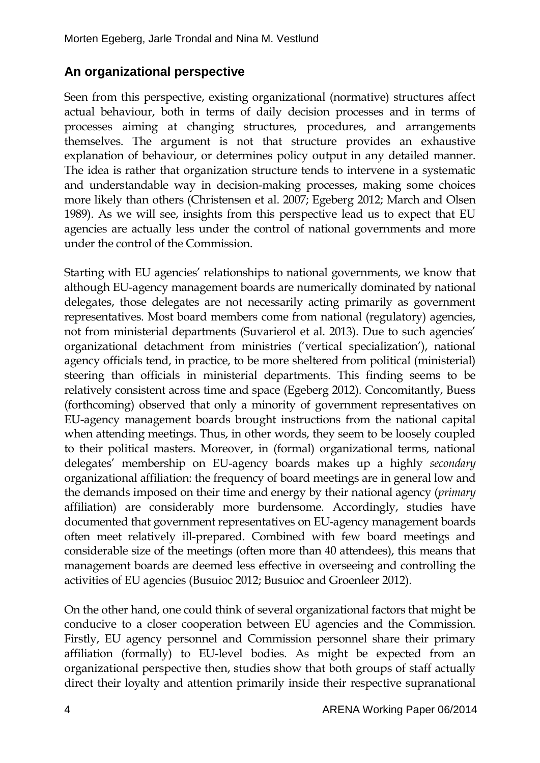## An organizational perspective

Seen from this perspective, existing organizational (normative) structures affect actual behaviour, both in terms of daily decision processes and in terms of processes aiming at changing structures, procedures, and arrangements themselves. The argument is not that structure provides an exhaustive explanation of behaviour, or determines policy output in any detailed manner. The idea is rather that organization structure tends to intervene in a systematic and understandable way in decision-making processes, making some choices more likely than others (Christensen et al. 2007; Egeberg 2012; March and Olsen 1989). As we will see, insights from this perspective lead us to expect that EU agencies are actually less under the control of national governments and more under the control of the Commission.

Starting with EU agencies' relationships to national governments, we know that although EU-agency management boards are numerically dominated by national delegates, those delegates are not necessarily acting primarily as government representatives. Most board members come from national (regulatory) agencies, not from ministerial departments (Suvarierol et al. 2013). Due to such agencies' organizational detachment from ministries ('vertical specialization'), national agency officials tend, in practice, to be more sheltered from political (ministerial) steering than officials in ministerial departments. This finding seems to be relatively consistent across time and space (Egeberg 2012). Concomitantly, Buess (forthcoming) observed that only a minority of government representatives on EU-agency management boards brought instructions from the national capital when attending meetings. Thus, in other words, they seem to be loosely coupled to their political masters. Moreover, in (formal) organizational terms, national delegates' membership on EU-agency boards makes up a highly *secondary* organizational affiliation: the frequency of board meetings are in general low and the demands imposed on their time and energy by their national agency (*primary* affiliation) are considerably more burdensome. Accordingly, studies have documented that government representatives on EU-agency management boards often meet relatively ill-prepared. Combined with few board meetings and considerable size of the meetings (often more than 40 attendees), this means that management boards are deemed less effective in overseeing and controlling the activities of EU agencies (Busuioc 2012; Busuioc and Groenleer 2012).

On the other hand, one could think of several organizational factors that might be conducive to a closer cooperation between EU agencies and the Commission. Firstly, EU agency personnel and Commission personnel share their primary affiliation (formally) to EU-level bodies. As might be expected from an organizational perspective then, studies show that both groups of staff actually direct their loyalty and attention primarily inside their respective supranational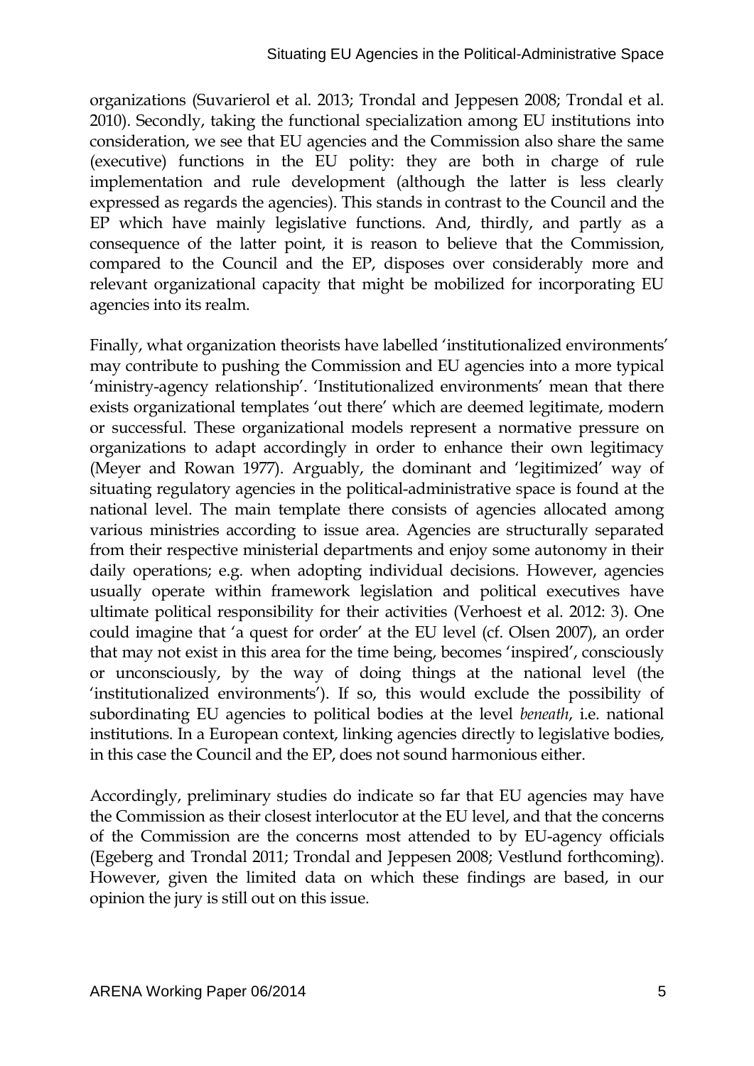organizations (Suvarierol et al. 2013; Trondal and Jeppesen 2008; Trondal et al. 2010). Secondly, taking the functional specialization among EU institutions into consideration, we see that EU agencies and the Commission also share the same (executive) functions in the EU polity: they are both in charge of rule implementation and rule development (although the latter is less clearly expressed as regards the agencies). This stands in contrast to the Council and the EP which have mainly legislative functions. And, thirdly, and partly as a consequence of the latter point, it is reason to believe that the Commission, compared to the Council and the EP, disposes over considerably more and relevant organizational capacity that might be mobilized for incorporating EU agencies into its realm.

Finally, what organization theorists have labelled 'institutionalized environments' may contribute to pushing the Commission and EU agencies into a more typical 'ministry-agency relationship'. 'Institutionalized environments' mean that there exists organizational templates 'out there' which are deemed legitimate, modern or successful. These organizational models represent a normative pressure on organizations to adapt accordingly in order to enhance their own legitimacy (Meyer and Rowan 1977). Arguably, the dominant and 'legitimized' way of situating regulatory agencies in the political-administrative space is found at the national level. The main template there consists of agencies allocated among various ministries according to issue area. Agencies are structurally separated from their respective ministerial departments and enjoy some autonomy in their daily operations; e.g. when adopting individual decisions. However, agencies usually operate within framework legislation and political executives have ultimate political responsibility for their activities (Verhoest et al. 2012: 3). One could imagine that 'a quest for order' at the EU level (cf. Olsen 2007), an order that may not exist in this area for the time being, becomes 'inspired', consciously or unconsciously, by the way of doing things at the national level (the 'institutionalized environments'). If so, this would exclude the possibility of subordinating EU agencies to political bodies at the level *beneath*, i.e. national institutions. In a European context, linking agencies directly to legislative bodies, in this case the Council and the EP, does not sound harmonious either.

Accordingly, preliminary studies do indicate so far that EU agencies may have the Commission as their closest interlocutor at the EU level, and that the concerns of the Commission are the concerns most attended to by EU-agency officials (Egeberg and Trondal 2011; Trondal and Jeppesen 2008; Vestlund forthcoming). However, given the limited data on which these findings are based, in our opinion the jury is still out on this issue.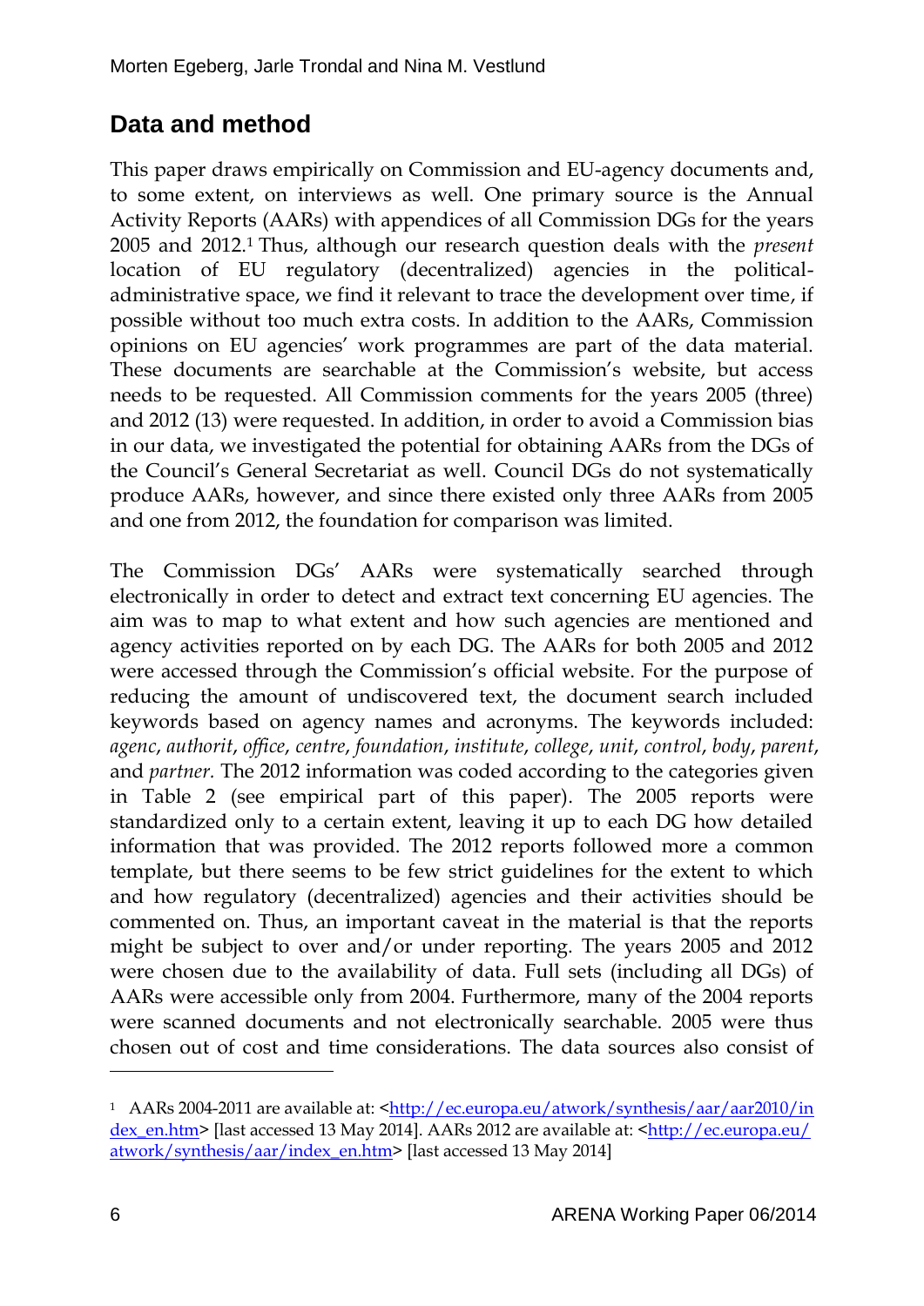## Data and method

This paper draws empirically on Commission and EU-agency documents and, to some extent, on interviews as well. One primary source is the Annual Activity Reports (AARs) with appendices of all Commission DGs for the years 2005 and 2012.[1] Thus, although our research question deals with the *present* location of EU regulatory (decentralized) agencies in the political-administrative space, we find it relevant to trace the development over time, if possible without too much extra costs. In addition to the AARs, Commission opinions on EU agencies' work programmes are part of the data material. These documents are searchable at the Commission's website, but access needs to be requested. All Commission comments for the years 2005 (three) and 2012 (13) were requested. In addition, in order to avoid a Commission bias in our data, we investigated the potential for obtaining AARs from the DGs of the Council's General Secretariat as well. Council DGs do not systematically produce AARs, however, and since there existed only three AARs from 2005 and one from 2012, the foundation for comparison was limited.

The Commission DGs' AARs were systematically searched through electronically in order to detect and extract text concerning EU agencies. The aim was to map to what extent and how such agencies are mentioned and agency activities reported on by each DG. The AARs for both 2005 and 2012 were accessed through the Commission's official website. For the purpose of reducing the amount of undiscovered text, the document search included keywords based on agency names and acronyms. The keywords included: *agenc*, *authorit*, *office*, *centre*, *foundation*, *institute*, *college*, *unit*, *control*, *body*, *parent*, and *partner.* The 2012 information was coded according to the categories given in Table 2 (see empirical part of this paper). The 2005 reports were standardized only to a certain extent, leaving it up to each DG how detailed information that was provided. The 2012 reports followed more a common template, but there seems to be few strict guidelines for the extent to which and how regulatory (decentralized) agencies and their activities should be commented on. Thus, an important caveat in the material is that the reports might be subject to over and/or under reporting. The years 2005 and 2012 were chosen due to the availability of data. Full sets (including all DGs) of AARs were accessible only from 2004. Furthermore, many of the 2004 reports were scanned documents and not electronically searchable. 2005 were thus chosen out of cost and time considerations. The data sources also consist of

---

[1] AARs 2004-2011 are available at: <http://ec.europa.eu/atwork/synthesis/aar/aar2010/index_en.htm> [last accessed 13 May 2014]. AARs 2012 are available at: <http://ec.europa.eu/atwork/synthesis/aar/index_en.htm> [last accessed 13 May 2014]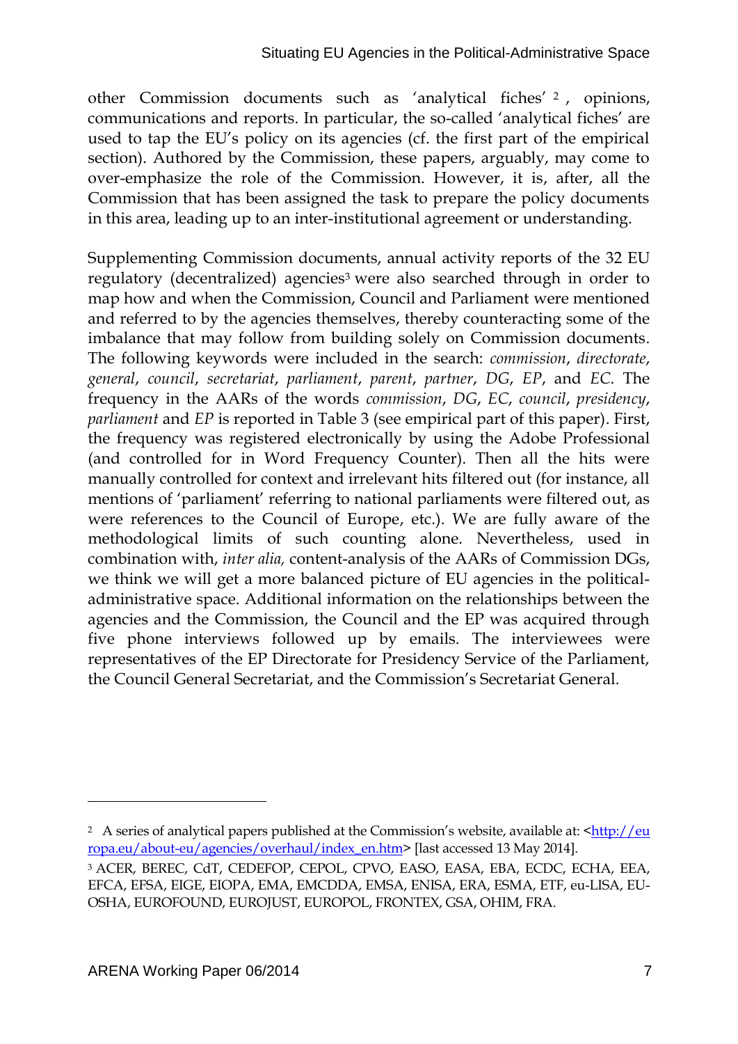other Commission documents such as 'analytical fiches' [2], opinions, communications and reports. In particular, the so-called 'analytical fiches' are used to tap the EU's policy on its agencies (cf. the first part of the empirical section). Authored by the Commission, these papers, arguably, may come to over-emphasize the role of the Commission. However, it is, after, all the Commission that has been assigned the task to prepare the policy documents in this area, leading up to an inter-institutional agreement or understanding.

Supplementing Commission documents, annual activity reports of the 32 EU regulatory (decentralized) agencies[3] were also searched through in order to map how and when the Commission, Council and Parliament were mentioned and referred to by the agencies themselves, thereby counteracting some of the imbalance that may follow from building solely on Commission documents. The following keywords were included in the search: *commission*, *directorate*, *general*, *council*, *secretariat*, *parliament*, *parent*, *partner*, *DG*, *EP*, and *EC*. The frequency in the AARs of the words *commission*, *DG*, *EC*, *council*, *presidency*, *parliament* and *EP* is reported in Table 3 (see empirical part of this paper). First, the frequency was registered electronically by using the Adobe Professional (and controlled for in Word Frequency Counter). Then all the hits were manually controlled for context and irrelevant hits filtered out (for instance, all mentions of 'parliament' referring to national parliaments were filtered out, as were references to the Council of Europe, etc.). We are fully aware of the methodological limits of such counting alone. Nevertheless, used in combination with, *inter alia,* content-analysis of the AARs of Commission DGs, we think we will get a more balanced picture of EU agencies in the political-administrative space. Additional information on the relationships between the agencies and the Commission, the Council and the EP was acquired through five phone interviews followed up by emails. The interviewees were representatives of the EP Directorate for Presidency Service of the Parliament, the Council General Secretariat, and the Commission's Secretariat General.

---

[2] A series of analytical papers published at the Commission's website, available at: <[http://europa.eu/about-eu/agencies/overhaul/index_en.htm](http://europa.eu/about-eu/agencies/overhaul/index_en.htm)> [last accessed 13 May 2014].

[3] ACER, BEREC, CdT, CEDEFOP, CEPOL, CPVO, EASO, EASA, EBA, ECDC, ECHA, EEA, EFCA, EFSA, EIGE, EIOPA, EMA, EMCDDA, EMSA, ENISA, ERA, ESMA, ETF, eu-LISA, EU-OSHA, EUROFOUND, EUROJUST, EUROPOL, FRONTEX, GSA, OHIM, FRA.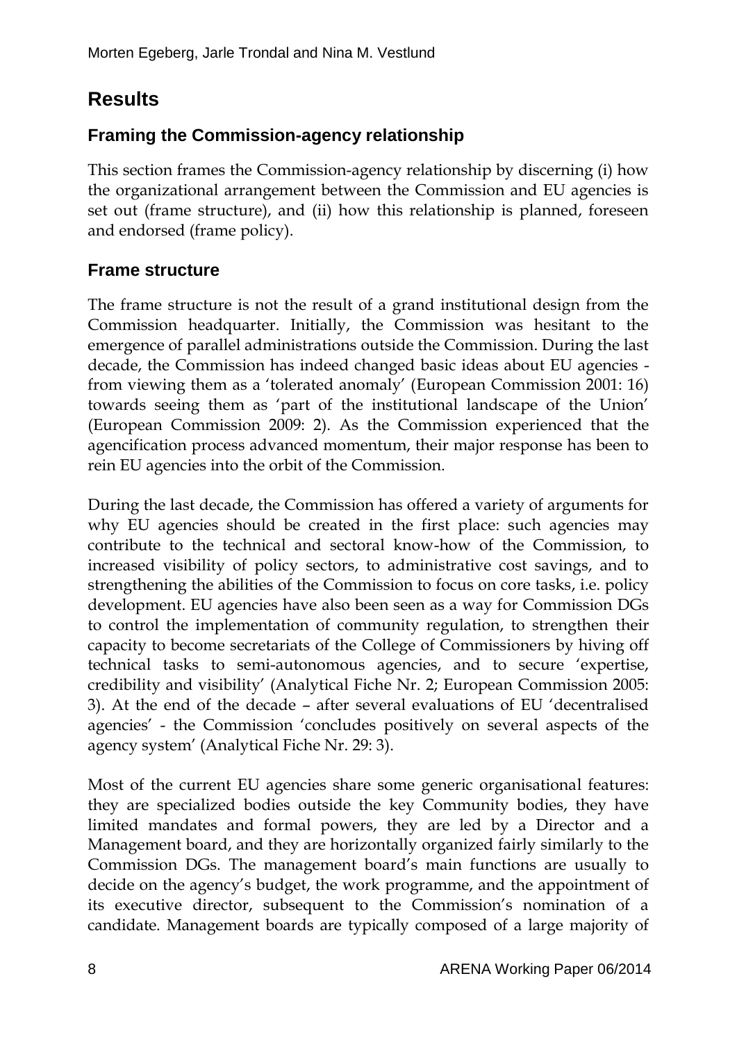## Results

### Framing the Commission-agency relationship

This section frames the Commission-agency relationship by discerning (i) how the organizational arrangement between the Commission and EU agencies is set out (frame structure), and (ii) how this relationship is planned, foreseen and endorsed (frame policy).

### Frame structure

The frame structure is not the result of a grand institutional design from the Commission headquarter. Initially, the Commission was hesitant to the emergence of parallel administrations outside the Commission. During the last decade, the Commission has indeed changed basic ideas about EU agencies - from viewing them as a 'tolerated anomaly' (European Commission 2001: 16) towards seeing them as 'part of the institutional landscape of the Union' (European Commission 2009: 2). As the Commission experienced that the agencification process advanced momentum, their major response has been to rein EU agencies into the orbit of the Commission.

During the last decade, the Commission has offered a variety of arguments for why EU agencies should be created in the first place: such agencies may contribute to the technical and sectoral know-how of the Commission, to increased visibility of policy sectors, to administrative cost savings, and to strengthening the abilities of the Commission to focus on core tasks, i.e. policy development. EU agencies have also been seen as a way for Commission DGs to control the implementation of community regulation, to strengthen their capacity to become secretariats of the College of Commissioners by hiving off technical tasks to semi-autonomous agencies, and to secure 'expertise, credibility and visibility' (Analytical Fiche Nr. 2; European Commission 2005: 3). At the end of the decade – after several evaluations of EU 'decentralised agencies' - the Commission 'concludes positively on several aspects of the agency system' (Analytical Fiche Nr. 29: 3).

Most of the current EU agencies share some generic organisational features: they are specialized bodies outside the key Community bodies, they have limited mandates and formal powers, they are led by a Director and a Management board, and they are horizontally organized fairly similarly to the Commission DGs. The management board's main functions are usually to decide on the agency's budget, the work programme, and the appointment of its executive director, subsequent to the Commission's nomination of a candidate. Management boards are typically composed of a large majority of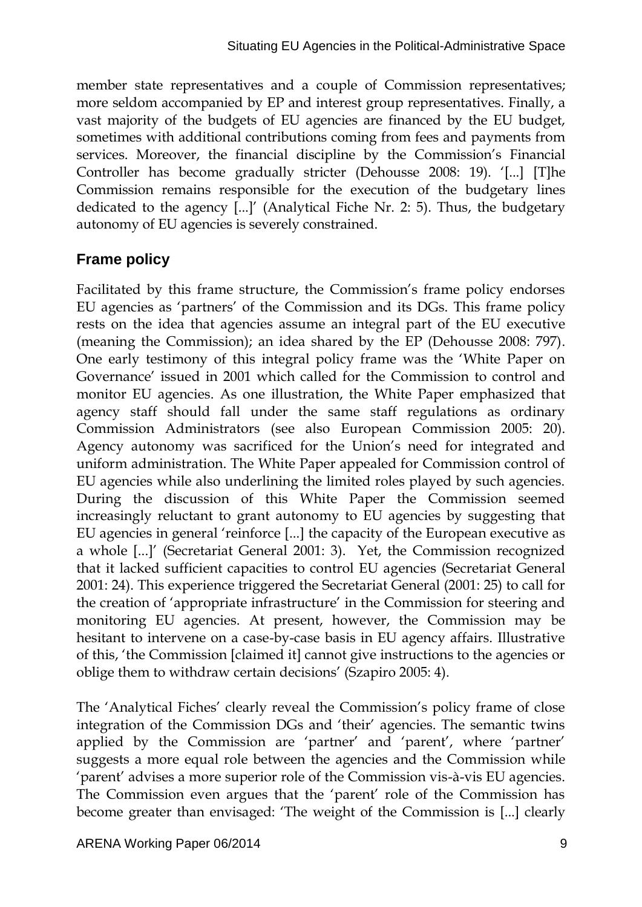member state representatives and a couple of Commission representatives; more seldom accompanied by EP and interest group representatives. Finally, a vast majority of the budgets of EU agencies are financed by the EU budget, sometimes with additional contributions coming from fees and payments from services. Moreover, the financial discipline by the Commission's Financial Controller has become gradually stricter (Dehousse 2008: 19). '[...] [T]he Commission remains responsible for the execution of the budgetary lines dedicated to the agency [...]' (Analytical Fiche Nr. 2: 5). Thus, the budgetary autonomy of EU agencies is severely constrained.

## Frame policy

Facilitated by this frame structure, the Commission's frame policy endorses EU agencies as 'partners' of the Commission and its DGs. This frame policy rests on the idea that agencies assume an integral part of the EU executive (meaning the Commission); an idea shared by the EP (Dehousse 2008: 797). One early testimony of this integral policy frame was the 'White Paper on Governance' issued in 2001 which called for the Commission to control and monitor EU agencies. As one illustration, the White Paper emphasized that agency staff should fall under the same staff regulations as ordinary Commission Administrators (see also European Commission 2005: 20). Agency autonomy was sacrificed for the Union's need for integrated and uniform administration. The White Paper appealed for Commission control of EU agencies while also underlining the limited roles played by such agencies. During the discussion of this White Paper the Commission seemed increasingly reluctant to grant autonomy to EU agencies by suggesting that EU agencies in general 'reinforce [...] the capacity of the European executive as a whole [...]' (Secretariat General 2001: 3). Yet, the Commission recognized that it lacked sufficient capacities to control EU agencies (Secretariat General 2001: 24). This experience triggered the Secretariat General (2001: 25) to call for the creation of 'appropriate infrastructure' in the Commission for steering and monitoring EU agencies. At present, however, the Commission may be hesitant to intervene on a case-by-case basis in EU agency affairs. Illustrative of this, 'the Commission [claimed it] cannot give instructions to the agencies or oblige them to withdraw certain decisions' (Szapiro 2005: 4).

The 'Analytical Fiches' clearly reveal the Commission's policy frame of close integration of the Commission DGs and 'their' agencies. The semantic twins applied by the Commission are 'partner' and 'parent', where 'partner' suggests a more equal role between the agencies and the Commission while 'parent' advises a more superior role of the Commission vis-à-vis EU agencies. The Commission even argues that the 'parent' role of the Commission has become greater than envisaged: 'The weight of the Commission is [...] clearly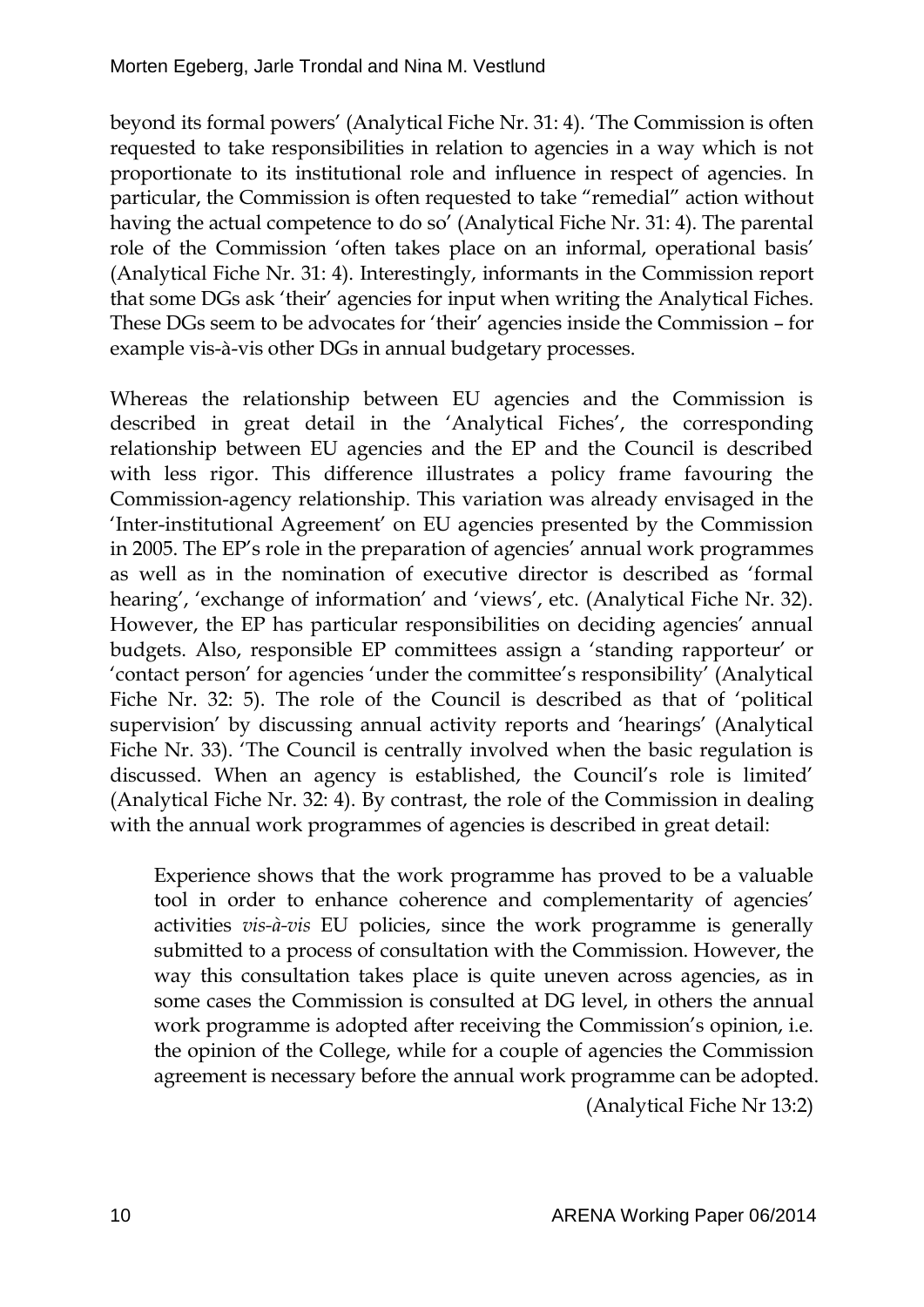beyond its formal powers' (Analytical Fiche Nr. 31: 4). 'The Commission is often requested to take responsibilities in relation to agencies in a way which is not proportionate to its institutional role and influence in respect of agencies. In particular, the Commission is often requested to take "remedial" action without having the actual competence to do so' (Analytical Fiche Nr. 31: 4). The parental role of the Commission 'often takes place on an informal, operational basis' (Analytical Fiche Nr. 31: 4). Interestingly, informants in the Commission report that some DGs ask 'their' agencies for input when writing the Analytical Fiches. These DGs seem to be advocates for 'their' agencies inside the Commission – for example vis-à-vis other DGs in annual budgetary processes.

Whereas the relationship between EU agencies and the Commission is described in great detail in the 'Analytical Fiches', the corresponding relationship between EU agencies and the EP and the Council is described with less rigor. This difference illustrates a policy frame favouring the Commission-agency relationship. This variation was already envisaged in the 'Inter-institutional Agreement' on EU agencies presented by the Commission in 2005. The EP's role in the preparation of agencies' annual work programmes as well as in the nomination of executive director is described as 'formal hearing', 'exchange of information' and 'views', etc. (Analytical Fiche Nr. 32). However, the EP has particular responsibilities on deciding agencies' annual budgets. Also, responsible EP committees assign a 'standing rapporteur' or 'contact person' for agencies 'under the committee's responsibility' (Analytical Fiche Nr. 32: 5). The role of the Council is described as that of 'political supervision' by discussing annual activity reports and 'hearings' (Analytical Fiche Nr. 33). 'The Council is centrally involved when the basic regulation is discussed. When an agency is established, the Council's role is limited' (Analytical Fiche Nr. 32: 4). By contrast, the role of the Commission in dealing with the annual work programmes of agencies is described in great detail:

> Experience shows that the work programme has proved to be a valuable tool in order to enhance coherence and complementarity of agencies' activities *vis-à-vis* EU policies, since the work programme is generally submitted to a process of consultation with the Commission. However, the way this consultation takes place is quite uneven across agencies, as in some cases the Commission is consulted at DG level, in others the annual work programme is adopted after receiving the Commission's opinion, i.e. the opinion of the College, while for a couple of agencies the Commission agreement is necessary before the annual work programme can be adopted.
>
> (Analytical Fiche Nr 13:2)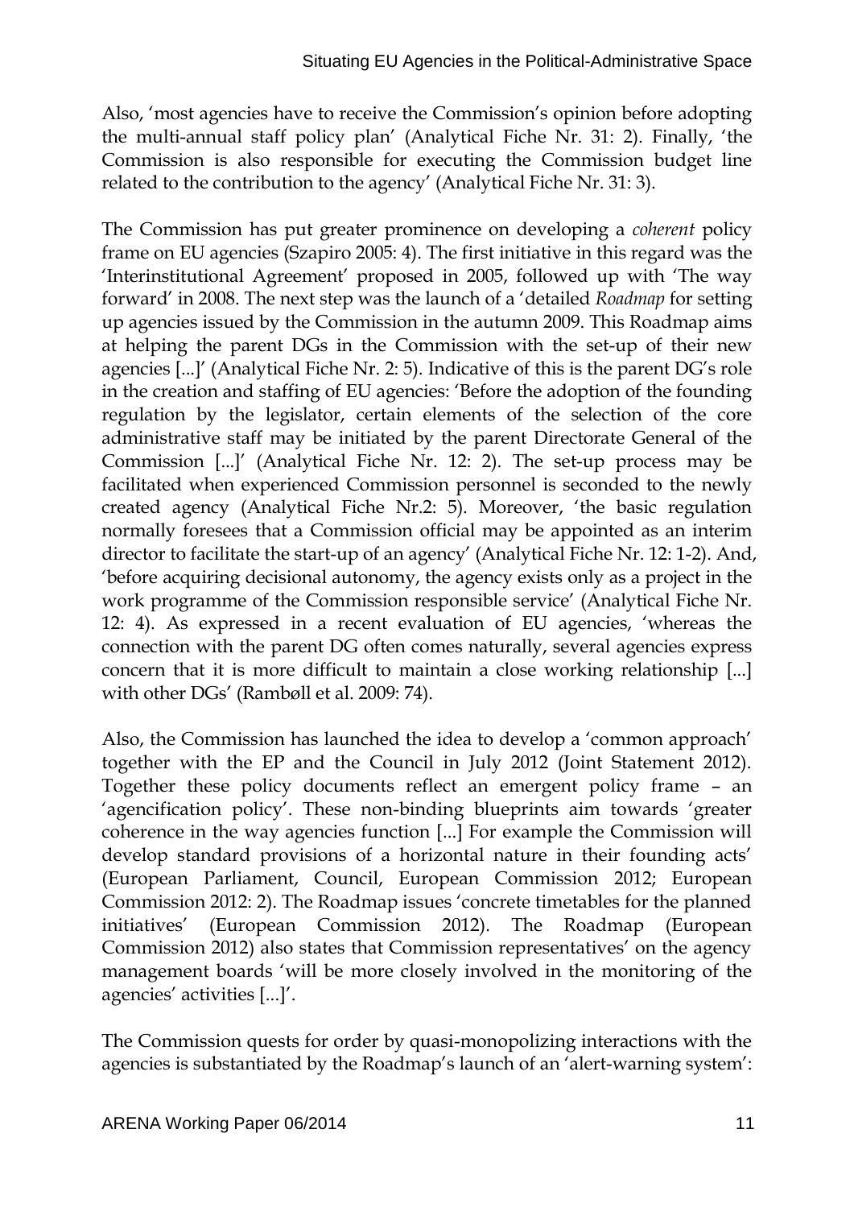Also, 'most agencies have to receive the Commission's opinion before adopting the multi-annual staff policy plan' (Analytical Fiche Nr. 31: 2). Finally, 'the Commission is also responsible for executing the Commission budget line related to the contribution to the agency' (Analytical Fiche Nr. 31: 3).

The Commission has put greater prominence on developing a *coherent* policy frame on EU agencies (Szapiro 2005: 4). The first initiative in this regard was the 'Interinstitutional Agreement' proposed in 2005, followed up with 'The way forward' in 2008. The next step was the launch of a 'detailed *Roadmap* for setting up agencies issued by the Commission in the autumn 2009. This Roadmap aims at helping the parent DGs in the Commission with the set-up of their new agencies [...]' (Analytical Fiche Nr. 2: 5). Indicative of this is the parent DG's role in the creation and staffing of EU agencies: 'Before the adoption of the founding regulation by the legislator, certain elements of the selection of the core administrative staff may be initiated by the parent Directorate General of the Commission [...]' (Analytical Fiche Nr. 12: 2). The set-up process may be facilitated when experienced Commission personnel is seconded to the newly created agency (Analytical Fiche Nr.2: 5). Moreover, 'the basic regulation normally foresees that a Commission official may be appointed as an interim director to facilitate the start-up of an agency' (Analytical Fiche Nr. 12: 1-2). And, 'before acquiring decisional autonomy, the agency exists only as a project in the work programme of the Commission responsible service' (Analytical Fiche Nr. 12: 4). As expressed in a recent evaluation of EU agencies, 'whereas the connection with the parent DG often comes naturally, several agencies express concern that it is more difficult to maintain a close working relationship [...] with other DGs' (Rambøll et al. 2009: 74).

Also, the Commission has launched the idea to develop a 'common approach' together with the EP and the Council in July 2012 (Joint Statement 2012). Together these policy documents reflect an emergent policy frame – an 'agencification policy'. These non-binding blueprints aim towards 'greater coherence in the way agencies function [...] For example the Commission will develop standard provisions of a horizontal nature in their founding acts' (European Parliament, Council, European Commission 2012; European Commission 2012: 2). The Roadmap issues 'concrete timetables for the planned initiatives' (European Commission 2012). The Roadmap (European Commission 2012) also states that Commission representatives' on the agency management boards 'will be more closely involved in the monitoring of the agencies' activities [...]'.

The Commission quests for order by quasi-monopolizing interactions with the agencies is substantiated by the Roadmap's launch of an 'alert-warning system':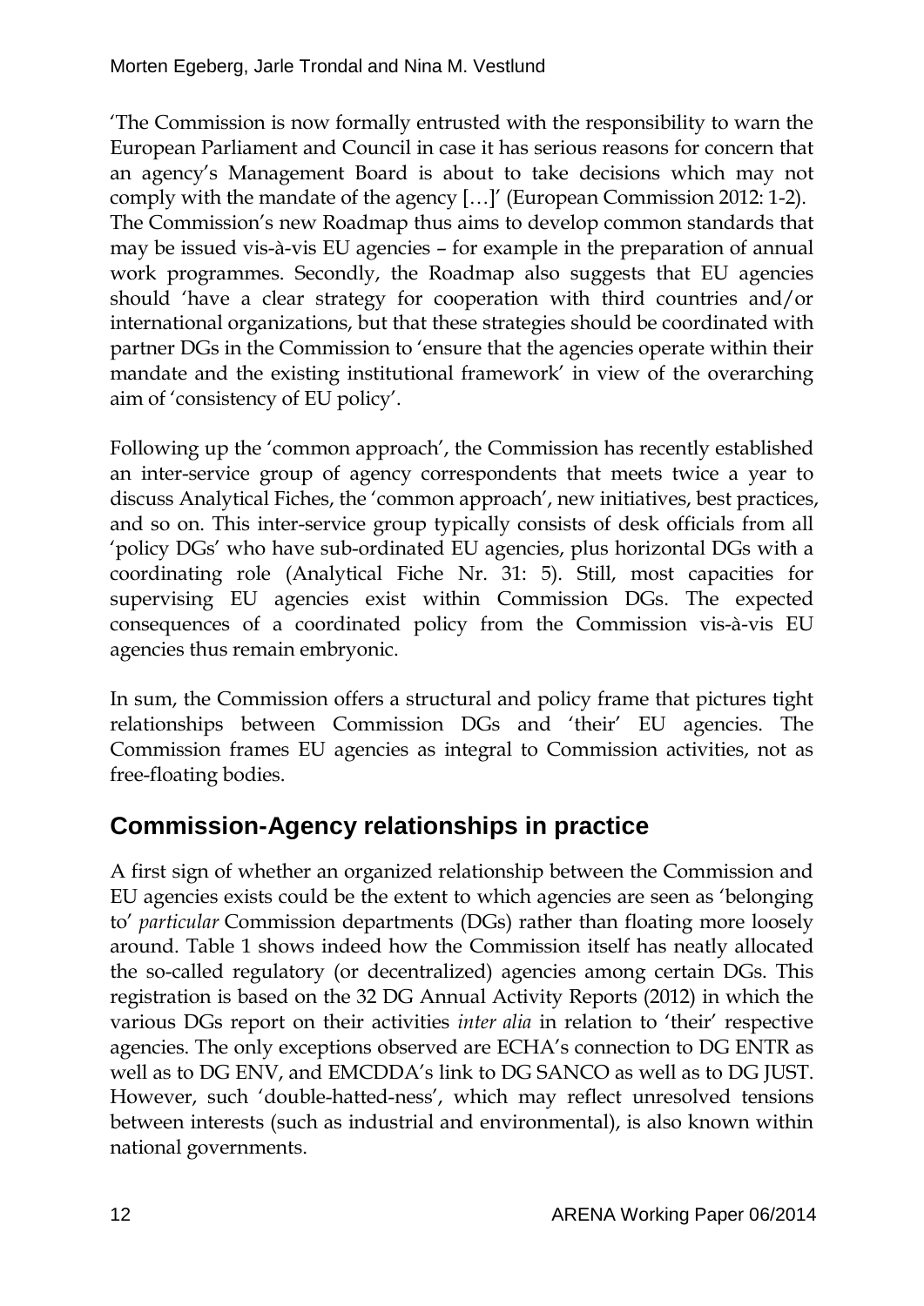'The Commission is now formally entrusted with the responsibility to warn the European Parliament and Council in case it has serious reasons for concern that an agency's Management Board is about to take decisions which may not comply with the mandate of the agency […]' (European Commission 2012: 1-2). The Commission's new Roadmap thus aims to develop common standards that may be issued vis-à-vis EU agencies – for example in the preparation of annual work programmes. Secondly, the Roadmap also suggests that EU agencies should 'have a clear strategy for cooperation with third countries and/or international organizations, but that these strategies should be coordinated with partner DGs in the Commission to 'ensure that the agencies operate within their mandate and the existing institutional framework' in view of the overarching aim of 'consistency of EU policy'.

Following up the 'common approach', the Commission has recently established an inter-service group of agency correspondents that meets twice a year to discuss Analytical Fiches, the 'common approach', new initiatives, best practices, and so on. This inter-service group typically consists of desk officials from all 'policy DGs' who have sub-ordinated EU agencies, plus horizontal DGs with a coordinating role (Analytical Fiche Nr. 31: 5). Still, most capacities for supervising EU agencies exist within Commission DGs. The expected consequences of a coordinated policy from the Commission vis-à-vis EU agencies thus remain embryonic.

In sum, the Commission offers a structural and policy frame that pictures tight relationships between Commission DGs and 'their' EU agencies. The Commission frames EU agencies as integral to Commission activities, not as free-floating bodies.

## Commission-Agency relationships in practice

A first sign of whether an organized relationship between the Commission and EU agencies exists could be the extent to which agencies are seen as 'belonging to' *particular* Commission departments (DGs) rather than floating more loosely around. Table 1 shows indeed how the Commission itself has neatly allocated the so-called regulatory (or decentralized) agencies among certain DGs. This registration is based on the 32 DG Annual Activity Reports (2012) in which the various DGs report on their activities *inter alia* in relation to 'their' respective agencies. The only exceptions observed are ECHA's connection to DG ENTR as well as to DG ENV, and EMCDDA's link to DG SANCO as well as to DG JUST. However, such 'double-hatted-ness', which may reflect unresolved tensions between interests (such as industrial and environmental), is also known within national governments.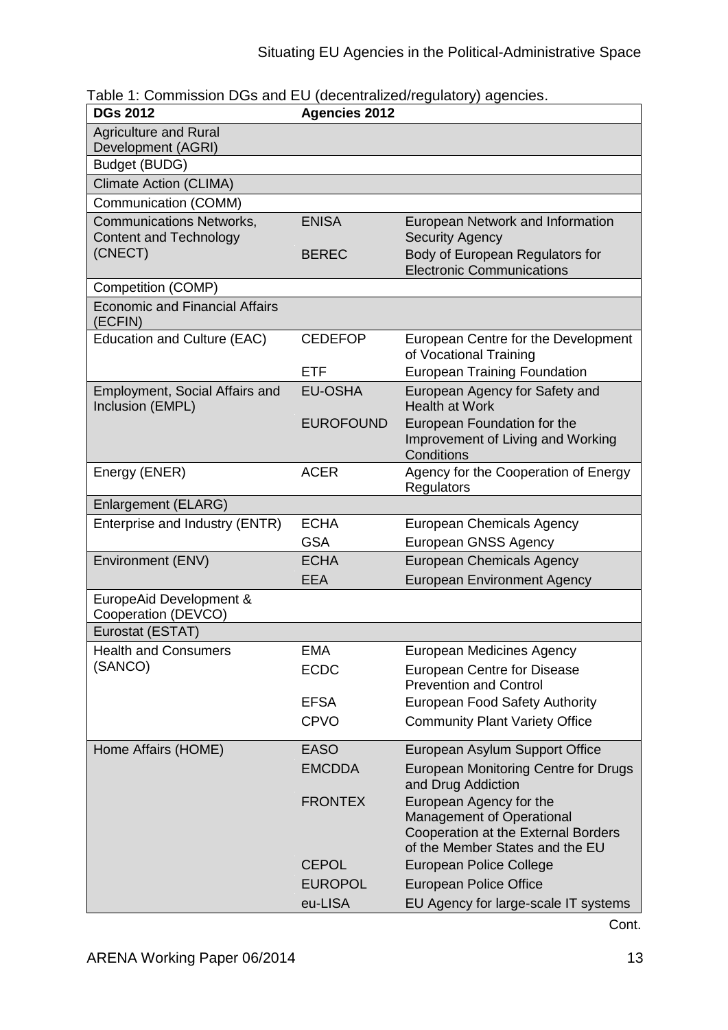Table 1: Commission DGs and EU (decentralized/regulatory) agencies.

| DGs 2012 | Agencies 2012 | |
|---|---|---|
| Agriculture and Rural Development (AGRI) | | |
| Budget (BUDG) | | |
| Climate Action (CLIMA) | | |
| Communication (COMM) | | |
| Communications Networks, Content and Technology (CNECT) | ENISA | European Network and Information Security Agency |
| | BEREC | Body of European Regulators for Electronic Communications |
| Competition (COMP) | | |
| Economic and Financial Affairs (ECFIN) | | |
| Education and Culture (EAC) | CEDEFOP | European Centre for the Development of Vocational Training |
| | ETF | European Training Foundation |
| Employment, Social Affairs and Inclusion (EMPL) | EU-OSHA | European Agency for Safety and Health at Work |
| | EUROFOUND | European Foundation for the Improvement of Living and Working Conditions |
| Energy (ENER) | ACER | Agency for the Cooperation of Energy Regulators |
| Enlargement (ELARG) | | |
| Enterprise and Industry (ENTR) | ECHA | European Chemicals Agency |
| | GSA | European GNSS Agency |
| Environment (ENV) | ECHA | European Chemicals Agency |
| | EEA | European Environment Agency |
| EuropeAid Development & Cooperation (DEVCO) | | |
| Eurostat (ESTAT) | | |
| Health and Consumers (SANCO) | EMA | European Medicines Agency |
| | ECDC | European Centre for Disease Prevention and Control |
| | EFSA | European Food Safety Authority |
| | CPVO | Community Plant Variety Office |
| Home Affairs (HOME) | EASO | European Asylum Support Office |
| | EMCDDA | European Monitoring Centre for Drugs and Drug Addiction |
| | FRONTEX | European Agency for the Management of Operational Cooperation at the External Borders of the Member States and the EU |
| | CEPOL | European Police College |
| | EUROPOL | European Police Office |
| | eu-LISA | EU Agency for large-scale IT systems |

Cont.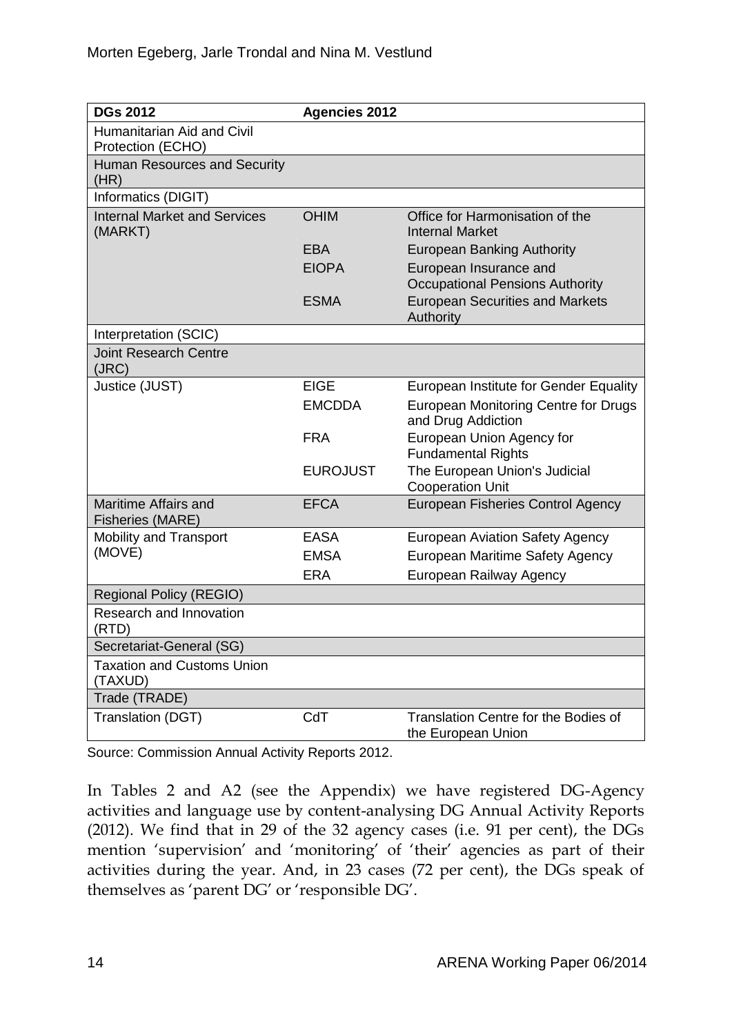| DGs 2012 | Agencies 2012 | |
|---|---|---|
| Humanitarian Aid and Civil Protection (ECHO) | | |
| Human Resources and Security (HR) | | |
| Informatics (DIGIT) | | |
| Internal Market and Services (MARKT) | OHIM | Office for Harmonisation of the Internal Market |
| | EBA | European Banking Authority |
| | EIOPA | European Insurance and Occupational Pensions Authority |
| | ESMA | European Securities and Markets Authority |
| Interpretation (SCIC) | | |
| Joint Research Centre (JRC) | | |
| Justice (JUST) | EIGE | European Institute for Gender Equality |
| | EMCDDA | European Monitoring Centre for Drugs and Drug Addiction |
| | FRA | European Union Agency for Fundamental Rights |
| | EUROJUST | The European Union's Judicial Cooperation Unit |
| Maritime Affairs and Fisheries (MARE) | EFCA | European Fisheries Control Agency |
| Mobility and Transport (MOVE) | EASA | European Aviation Safety Agency |
| | EMSA | European Maritime Safety Agency |
| | ERA | European Railway Agency |
| Regional Policy (REGIO) | | |
| Research and Innovation (RTD) | | |
| Secretariat-General (SG) | | |
| Taxation and Customs Union (TAXUD) | | |
| Trade (TRADE) | | |
| Translation (DGT) | CdT | Translation Centre for the Bodies of the European Union |

Source: Commission Annual Activity Reports 2012.

In Tables 2 and A2 (see the Appendix) we have registered DG-Agency activities and language use by content-analysing DG Annual Activity Reports (2012). We find that in 29 of the 32 agency cases (i.e. 91 per cent), the DGs mention 'supervision' and 'monitoring' of 'their' agencies as part of their activities during the year. And, in 23 cases (72 per cent), the DGs speak of themselves as 'parent DG' or 'responsible DG'.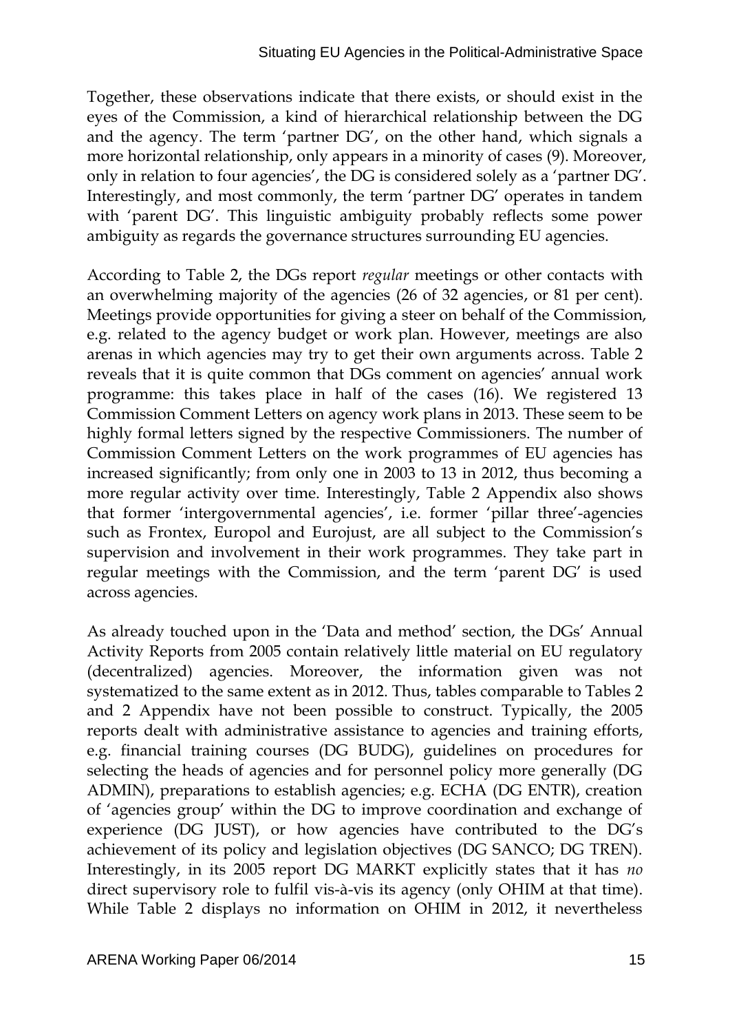Together, these observations indicate that there exists, or should exist in the eyes of the Commission, a kind of hierarchical relationship between the DG and the agency. The term 'partner DG', on the other hand, which signals a more horizontal relationship, only appears in a minority of cases (9). Moreover, only in relation to four agencies', the DG is considered solely as a 'partner DG'. Interestingly, and most commonly, the term 'partner DG' operates in tandem with 'parent DG'. This linguistic ambiguity probably reflects some power ambiguity as regards the governance structures surrounding EU agencies.

According to Table 2, the DGs report *regular* meetings or other contacts with an overwhelming majority of the agencies (26 of 32 agencies, or 81 per cent). Meetings provide opportunities for giving a steer on behalf of the Commission, e.g. related to the agency budget or work plan. However, meetings are also arenas in which agencies may try to get their own arguments across. Table 2 reveals that it is quite common that DGs comment on agencies' annual work programme: this takes place in half of the cases (16). We registered 13 Commission Comment Letters on agency work plans in 2013. These seem to be highly formal letters signed by the respective Commissioners. The number of Commission Comment Letters on the work programmes of EU agencies has increased significantly; from only one in 2003 to 13 in 2012, thus becoming a more regular activity over time. Interestingly, Table 2 Appendix also shows that former 'intergovernmental agencies', i.e. former 'pillar three'-agencies such as Frontex, Europol and Eurojust, are all subject to the Commission's supervision and involvement in their work programmes. They take part in regular meetings with the Commission, and the term 'parent DG' is used across agencies.

As already touched upon in the 'Data and method' section, the DGs' Annual Activity Reports from 2005 contain relatively little material on EU regulatory (decentralized) agencies. Moreover, the information given was not systematized to the same extent as in 2012. Thus, tables comparable to Tables 2 and 2 Appendix have not been possible to construct. Typically, the 2005 reports dealt with administrative assistance to agencies and training efforts, e.g. financial training courses (DG BUDG), guidelines on procedures for selecting the heads of agencies and for personnel policy more generally (DG ADMIN), preparations to establish agencies; e.g. ECHA (DG ENTR), creation of 'agencies group' within the DG to improve coordination and exchange of experience (DG JUST), or how agencies have contributed to the DG's achievement of its policy and legislation objectives (DG SANCO; DG TREN). Interestingly, in its 2005 report DG MARKT explicitly states that it has *no* direct supervisory role to fulfil vis-à-vis its agency (only OHIM at that time). While Table 2 displays no information on OHIM in 2012, it nevertheless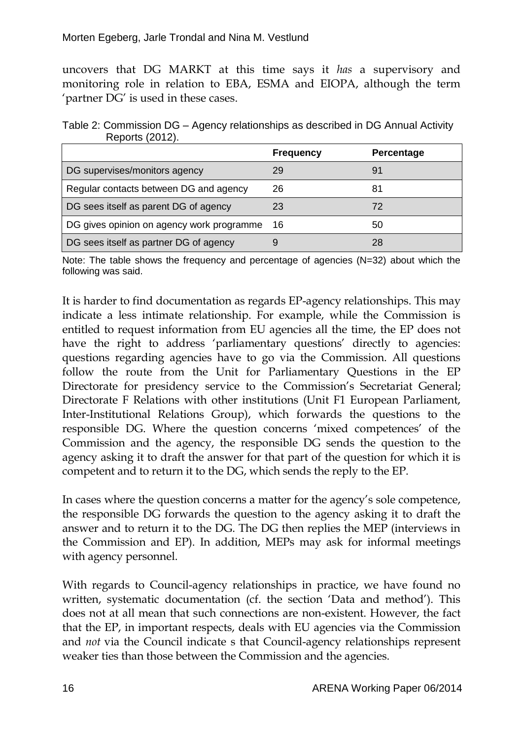uncovers that DG MARKT at this time says it *has* a supervisory and monitoring role in relation to EBA, ESMA and EIOPA, although the term 'partner DG' is used in these cases.

Table 2: Commission DG – Agency relationships as described in DG Annual Activity Reports (2012).

| | Frequency | Percentage |
|---|---|---|
| DG supervises/monitors agency | 29 | 91 |
| Regular contacts between DG and agency | 26 | 81 |
| DG sees itself as parent DG of agency | 23 | 72 |
| DG gives opinion on agency work programme | 16 | 50 |
| DG sees itself as partner DG of agency | 9 | 28 |

Note: The table shows the frequency and percentage of agencies (N=32) about which the following was said.

It is harder to find documentation as regards EP-agency relationships. This may indicate a less intimate relationship. For example, while the Commission is entitled to request information from EU agencies all the time, the EP does not have the right to address 'parliamentary questions' directly to agencies: questions regarding agencies have to go via the Commission. All questions follow the route from the Unit for Parliamentary Questions in the EP Directorate for presidency service to the Commission's Secretariat General; Directorate F Relations with other institutions (Unit F1 European Parliament, Inter-Institutional Relations Group), which forwards the questions to the responsible DG. Where the question concerns 'mixed competences' of the Commission and the agency, the responsible DG sends the question to the agency asking it to draft the answer for that part of the question for which it is competent and to return it to the DG, which sends the reply to the EP.

In cases where the question concerns a matter for the agency's sole competence, the responsible DG forwards the question to the agency asking it to draft the answer and to return it to the DG. The DG then replies the MEP (interviews in the Commission and EP). In addition, MEPs may ask for informal meetings with agency personnel.

With regards to Council-agency relationships in practice, we have found no written, systematic documentation (cf. the section 'Data and method'). This does not at all mean that such connections are non-existent. However, the fact that the EP, in important respects, deals with EU agencies via the Commission and *not* via the Council indicate s that Council-agency relationships represent weaker ties than those between the Commission and the agencies.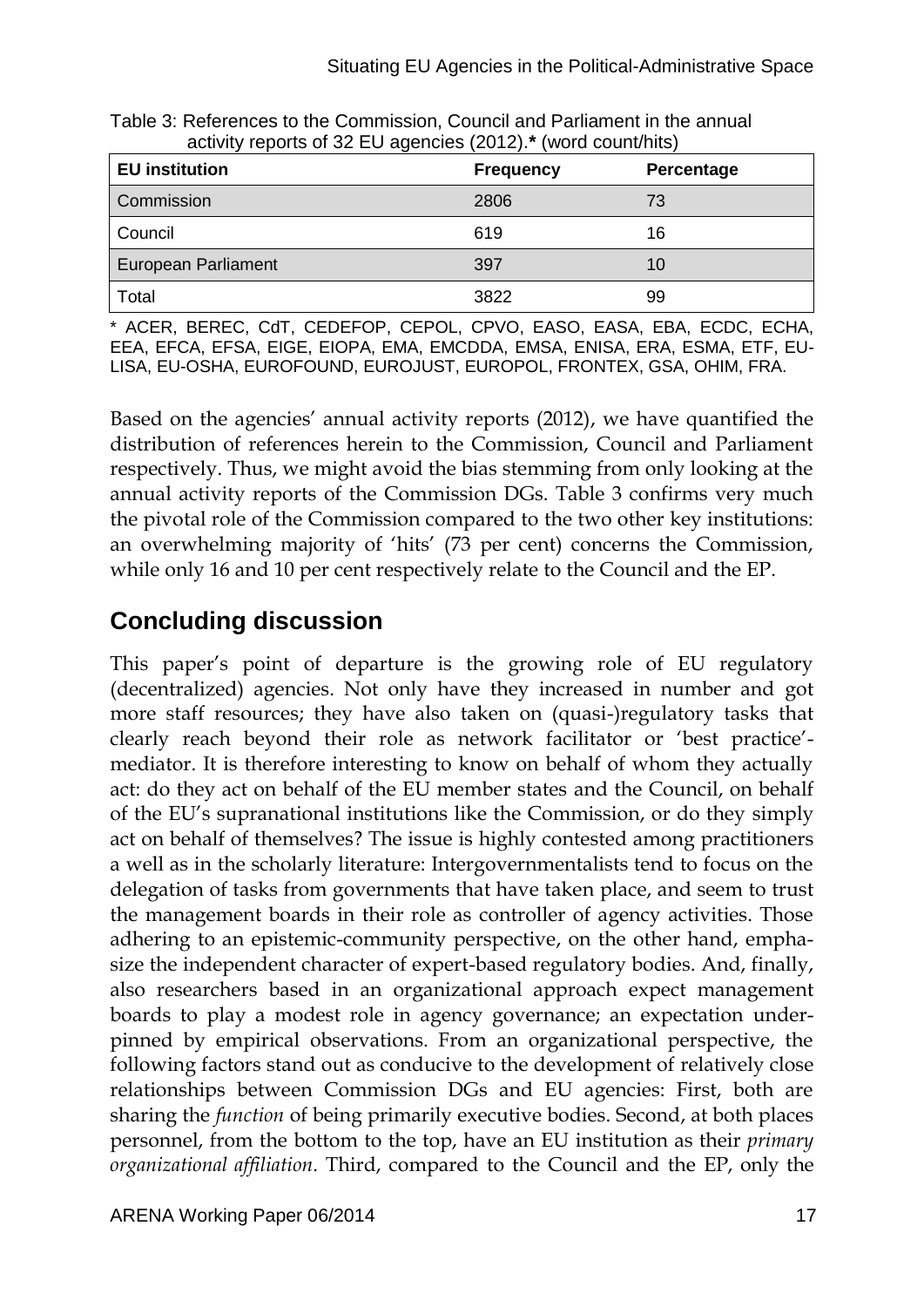Table 3: References to the Commission, Council and Parliament in the annual activity reports of 32 EU agencies (2012).**\*** (word count/hits)

| EU institution | Frequency | Percentage |
|---|---|---|
| Commission | 2806 | 73 |
| Council | 619 | 16 |
| European Parliament | 397 | 10 |
| Total | 3822 | 99 |

\* ACER, BEREC, CdT, CEDEFOP, CEPOL, CPVO, EASO, EASA, EBA, ECDC, ECHA, EEA, EFCA, EFSA, EIGE, EIOPA, EMA, EMCDDA, EMSA, ENISA, ERA, ESMA, ETF, EU-LISA, EU-OSHA, EUROFOUND, EUROJUST, EUROPOL, FRONTEX, GSA, OHIM, FRA.

Based on the agencies' annual activity reports (2012), we have quantified the distribution of references herein to the Commission, Council and Parliament respectively. Thus, we might avoid the bias stemming from only looking at the annual activity reports of the Commission DGs. Table 3 confirms very much the pivotal role of the Commission compared to the two other key institutions: an overwhelming majority of 'hits' (73 per cent) concerns the Commission, while only 16 and 10 per cent respectively relate to the Council and the EP.

## Concluding discussion

This paper's point of departure is the growing role of EU regulatory (decentralized) agencies. Not only have they increased in number and got more staff resources; they have also taken on (quasi-)regulatory tasks that clearly reach beyond their role as network facilitator or 'best practice'-mediator. It is therefore interesting to know on behalf of whom they actually act: do they act on behalf of the EU member states and the Council, on behalf of the EU's supranational institutions like the Commission, or do they simply act on behalf of themselves? The issue is highly contested among practitioners a well as in the scholarly literature: Intergovernmentalists tend to focus on the delegation of tasks from governments that have taken place, and seem to trust the management boards in their role as controller of agency activities. Those adhering to an epistemic-community perspective, on the other hand, emphasize the independent character of expert-based regulatory bodies. And, finally, also researchers based in an organizational approach expect management boards to play a modest role in agency governance; an expectation underpinned by empirical observations. From an organizational perspective, the following factors stand out as conducive to the development of relatively close relationships between Commission DGs and EU agencies: First, both are sharing the *function* of being primarily executive bodies. Second, at both places personnel, from the bottom to the top, have an EU institution as their *primary organizational affiliation*. Third, compared to the Council and the EP, only the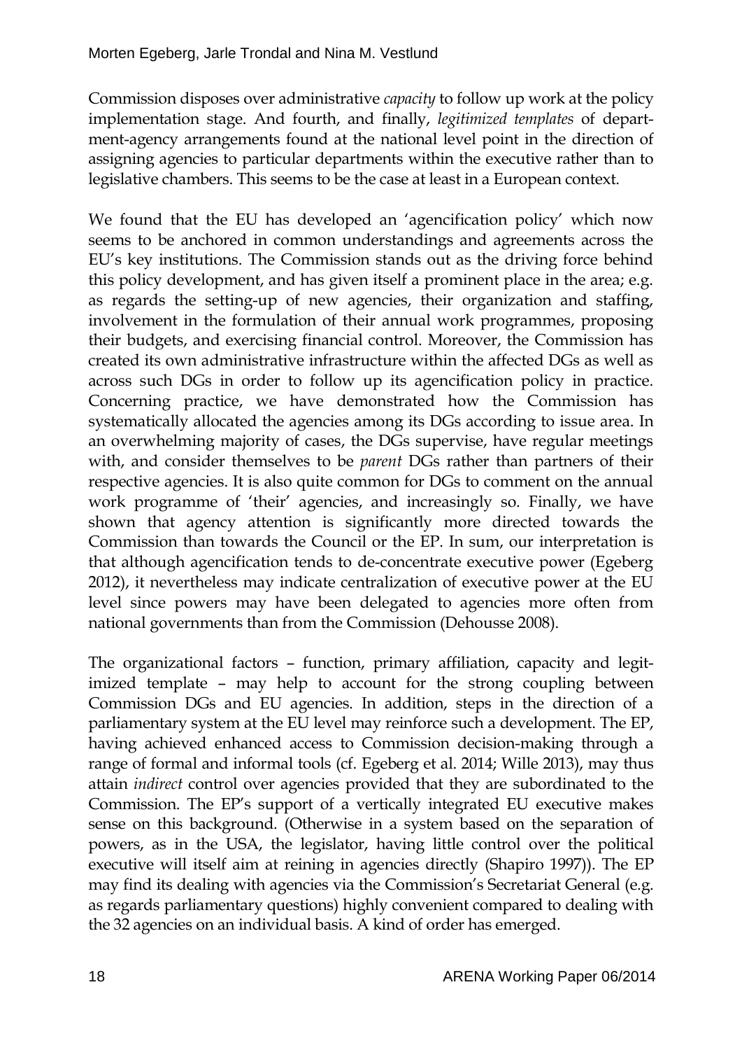Commission disposes over administrative *capacity* to follow up work at the policy implementation stage. And fourth, and finally, *legitimized templates* of department-agency arrangements found at the national level point in the direction of assigning agencies to particular departments within the executive rather than to legislative chambers. This seems to be the case at least in a European context.

We found that the EU has developed an 'agencification policy' which now seems to be anchored in common understandings and agreements across the EU's key institutions. The Commission stands out as the driving force behind this policy development, and has given itself a prominent place in the area; e.g. as regards the setting-up of new agencies, their organization and staffing, involvement in the formulation of their annual work programmes, proposing their budgets, and exercising financial control. Moreover, the Commission has created its own administrative infrastructure within the affected DGs as well as across such DGs in order to follow up its agencification policy in practice. Concerning practice, we have demonstrated how the Commission has systematically allocated the agencies among its DGs according to issue area. In an overwhelming majority of cases, the DGs supervise, have regular meetings with, and consider themselves to be *parent* DGs rather than partners of their respective agencies. It is also quite common for DGs to comment on the annual work programme of 'their' agencies, and increasingly so. Finally, we have shown that agency attention is significantly more directed towards the Commission than towards the Council or the EP. In sum, our interpretation is that although agencification tends to de-concentrate executive power (Egeberg 2012), it nevertheless may indicate centralization of executive power at the EU level since powers may have been delegated to agencies more often from national governments than from the Commission (Dehousse 2008).

The organizational factors – function, primary affiliation, capacity and legitimized template – may help to account for the strong coupling between Commission DGs and EU agencies. In addition, steps in the direction of a parliamentary system at the EU level may reinforce such a development. The EP, having achieved enhanced access to Commission decision-making through a range of formal and informal tools (cf. Egeberg et al. 2014; Wille 2013), may thus attain *indirect* control over agencies provided that they are subordinated to the Commission. The EP's support of a vertically integrated EU executive makes sense on this background. (Otherwise in a system based on the separation of powers, as in the USA, the legislator, having little control over the political executive will itself aim at reining in agencies directly (Shapiro 1997)). The EP may find its dealing with agencies via the Commission's Secretariat General (e.g. as regards parliamentary questions) highly convenient compared to dealing with the 32 agencies on an individual basis. A kind of order has emerged.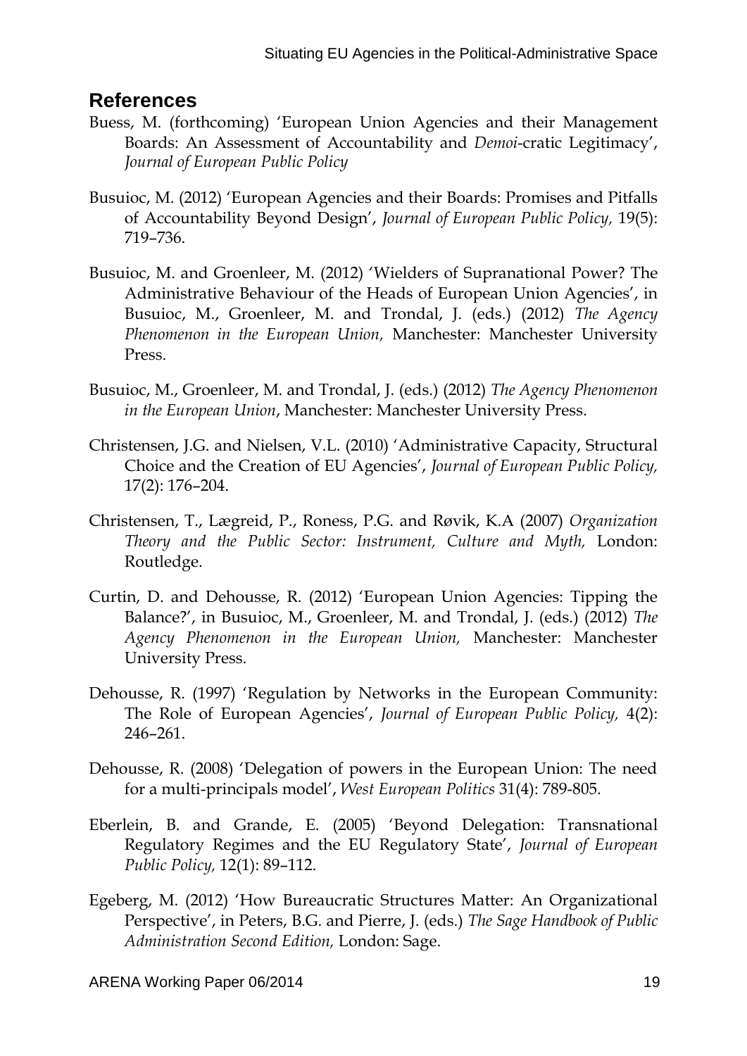## References

Buess, M. (forthcoming) 'European Union Agencies and their Management Boards: An Assessment of Accountability and *Demoi*-cratic Legitimacy', *Journal of European Public Policy*

Busuioc, M. (2012) 'European Agencies and their Boards: Promises and Pitfalls of Accountability Beyond Design', *Journal of European Public Policy,* 19(5): 719–736.

Busuioc, M. and Groenleer, M. (2012) 'Wielders of Supranational Power? The Administrative Behaviour of the Heads of European Union Agencies', in Busuioc, M., Groenleer, M. and Trondal, J. (eds.) (2012) *The Agency Phenomenon in the European Union,* Manchester: Manchester University Press.

Busuioc, M., Groenleer, M. and Trondal, J. (eds.) (2012) *The Agency Phenomenon in the European Union*, Manchester: Manchester University Press.

Christensen, J.G. and Nielsen, V.L. (2010) 'Administrative Capacity, Structural Choice and the Creation of EU Agencies', *Journal of European Public Policy,* 17(2): 176–204.

Christensen, T., Lægreid, P., Roness, P.G. and Røvik, K.A (2007) *Organization Theory and the Public Sector: Instrument, Culture and Myth,* London: Routledge.

Curtin, D. and Dehousse, R. (2012) 'European Union Agencies: Tipping the Balance?', in Busuioc, M., Groenleer, M. and Trondal, J. (eds.) (2012) *The Agency Phenomenon in the European Union,* Manchester: Manchester University Press.

Dehousse, R. (1997) 'Regulation by Networks in the European Community: The Role of European Agencies', *Journal of European Public Policy,* 4(2): 246–261.

Dehousse, R. (2008) 'Delegation of powers in the European Union: The need for a multi-principals model', *West European Politics* 31(4): 789-805.

Eberlein, B. and Grande, E. (2005) 'Beyond Delegation: Transnational Regulatory Regimes and the EU Regulatory State', *Journal of European Public Policy,* 12(1): 89–112.

Egeberg, M. (2012) 'How Bureaucratic Structures Matter: An Organizational Perspective', in Peters, B.G. and Pierre, J. (eds.) *The Sage Handbook of Public Administration Second Edition,* London: Sage.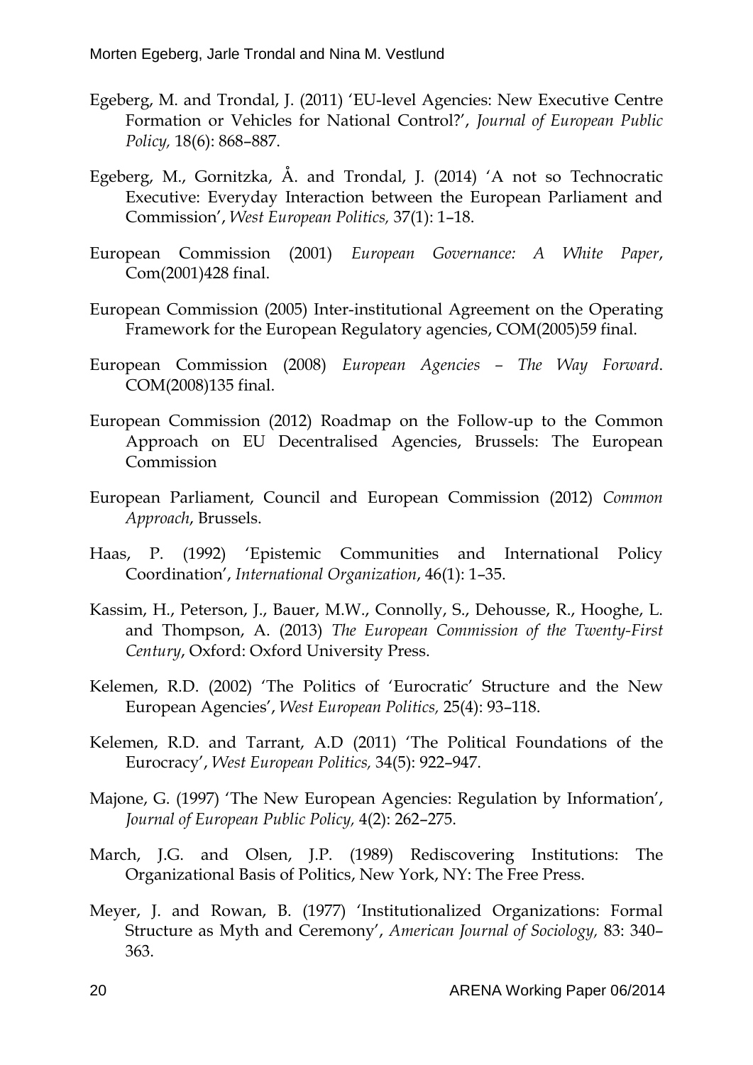Egeberg, M. and Trondal, J. (2011) 'EU-level Agencies: New Executive Centre Formation or Vehicles for National Control?', *Journal of European Public Policy,* 18(6): 868–887.

Egeberg, M., Gornitzka, Å. and Trondal, J. (2014) 'A not so Technocratic Executive: Everyday Interaction between the European Parliament and Commission', *West European Politics,* 37(1): 1–18.

European Commission (2001) *European Governance: A White Paper*, Com(2001)428 final.

European Commission (2005) Inter-institutional Agreement on the Operating Framework for the European Regulatory agencies, COM(2005)59 final.

European Commission (2008) *European Agencies – The Way Forward*. COM(2008)135 final.

European Commission (2012) Roadmap on the Follow-up to the Common Approach on EU Decentralised Agencies, Brussels: The European Commission

European Parliament, Council and European Commission (2012) *Common Approach*, Brussels.

Haas, P. (1992) 'Epistemic Communities and International Policy Coordination', *International Organization*, 46(1): 1–35.

Kassim, H., Peterson, J., Bauer, M.W., Connolly, S., Dehousse, R., Hooghe, L. and Thompson, A. (2013) *The European Commission of the Twenty-First Century*, Oxford: Oxford University Press.

Kelemen, R.D. (2002) 'The Politics of 'Eurocratic' Structure and the New European Agencies', *West European Politics,* 25(4): 93–118.

Kelemen, R.D. and Tarrant, A.D (2011) 'The Political Foundations of the Eurocracy', *West European Politics,* 34(5): 922–947.

Majone, G. (1997) 'The New European Agencies: Regulation by Information', *Journal of European Public Policy,* 4(2): 262–275.

March, J.G. and Olsen, J.P. (1989) Rediscovering Institutions: The Organizational Basis of Politics, New York, NY: The Free Press.

Meyer, J. and Rowan, B. (1977) 'Institutionalized Organizations: Formal Structure as Myth and Ceremony', *American Journal of Sociology,* 83: 340–363.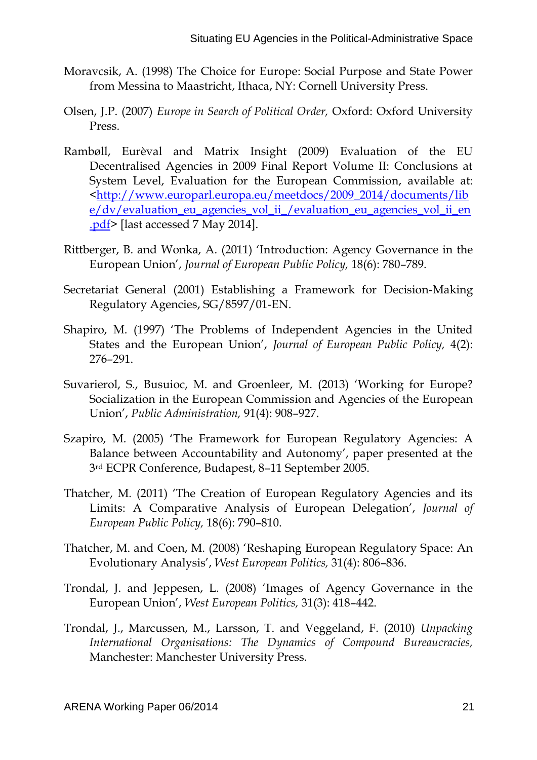Moravcsik, A. (1998) The Choice for Europe: Social Purpose and State Power from Messina to Maastricht, Ithaca, NY: Cornell University Press.

Olsen, J.P. (2007) *Europe in Search of Political Order,* Oxford: Oxford University Press.

Rambøll, Eurèval and Matrix Insight (2009) Evaluation of the EU Decentralised Agencies in 2009 Final Report Volume II: Conclusions at System Level, Evaluation for the European Commission, available at: <[http://www.europarl.europa.eu/meetdocs/2009_2014/documents/libe/dv/evaluation_eu_agencies_vol_ii_/evaluation_eu_agencies_vol_ii_en.pdf](http://www.europarl.europa.eu/meetdocs/2009_2014/documents/libe/dv/evaluation_eu_agencies_vol_ii_/evaluation_eu_agencies_vol_ii_en.pdf)> [last accessed 7 May 2014].

Rittberger, B. and Wonka, A. (2011) 'Introduction: Agency Governance in the European Union', *Journal of European Public Policy,* 18(6): 780–789.

Secretariat General (2001) Establishing a Framework for Decision-Making Regulatory Agencies, SG/8597/01-EN.

Shapiro, M. (1997) 'The Problems of Independent Agencies in the United States and the European Union', *Journal of European Public Policy,* 4(2): 276–291.

Suvarierol, S., Busuioc, M. and Groenleer, M. (2013) 'Working for Europe? Socialization in the European Commission and Agencies of the European Union', *Public Administration,* 91(4): 908–927.

Szapiro, M. (2005) 'The Framework for European Regulatory Agencies: A Balance between Accountability and Autonomy', paper presented at the 3rd ECPR Conference, Budapest, 8–11 September 2005.

Thatcher, M. (2011) 'The Creation of European Regulatory Agencies and its Limits: A Comparative Analysis of European Delegation', *Journal of European Public Policy,* 18(6): 790–810.

Thatcher, M. and Coen, M. (2008) 'Reshaping European Regulatory Space: An Evolutionary Analysis', *West European Politics,* 31(4): 806–836.

Trondal, J. and Jeppesen, L. (2008) 'Images of Agency Governance in the European Union', *West European Politics,* 31(3): 418–442.

Trondal, J., Marcussen, M., Larsson, T. and Veggeland, F. (2010) *Unpacking International Organisations: The Dynamics of Compound Bureaucracies,* Manchester: Manchester University Press.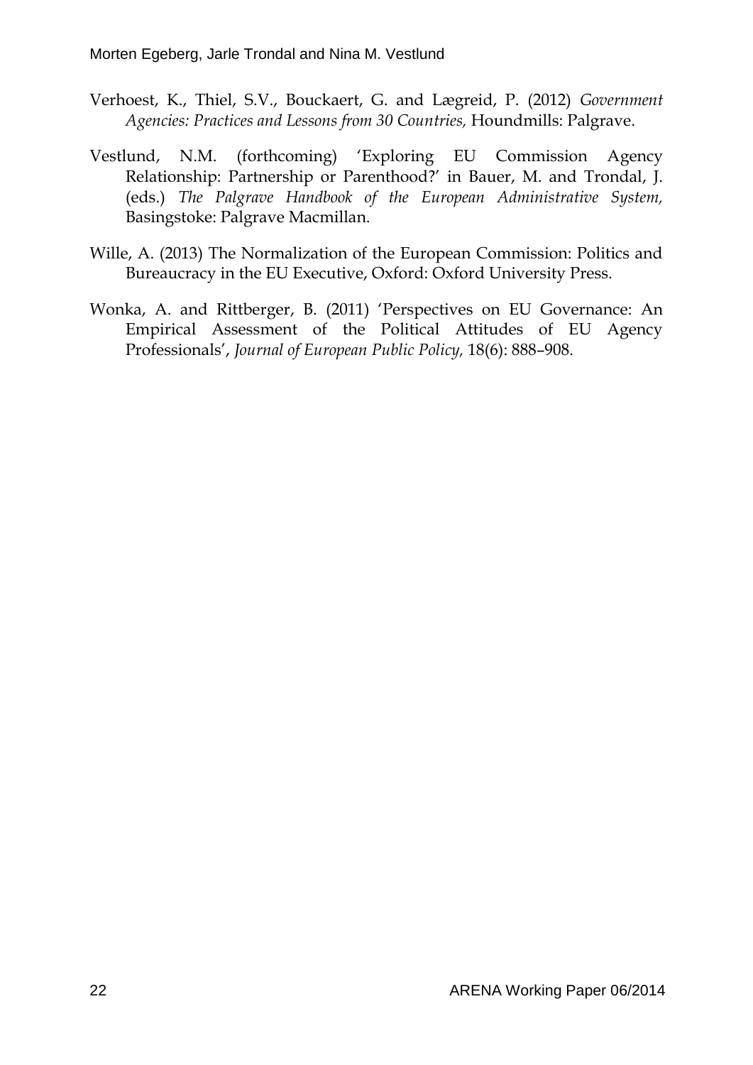Verhoest, K., Thiel, S.V., Bouckaert, G. and Lægreid, P. (2012) *Government Agencies: Practices and Lessons from 30 Countries,* Houndmills: Palgrave.

Vestlund, N.M. (forthcoming) 'Exploring EU Commission Agency Relationship: Partnership or Parenthood?' in Bauer, M. and Trondal, J. (eds.) *The Palgrave Handbook of the European Administrative System,* Basingstoke: Palgrave Macmillan.

Wille, A. (2013) The Normalization of the European Commission: Politics and Bureaucracy in the EU Executive, Oxford: Oxford University Press.

Wonka, A. and Rittberger, B. (2011) 'Perspectives on EU Governance: An Empirical Assessment of the Political Attitudes of EU Agency Professionals', *Journal of European Public Policy,* 18(6): 888–908.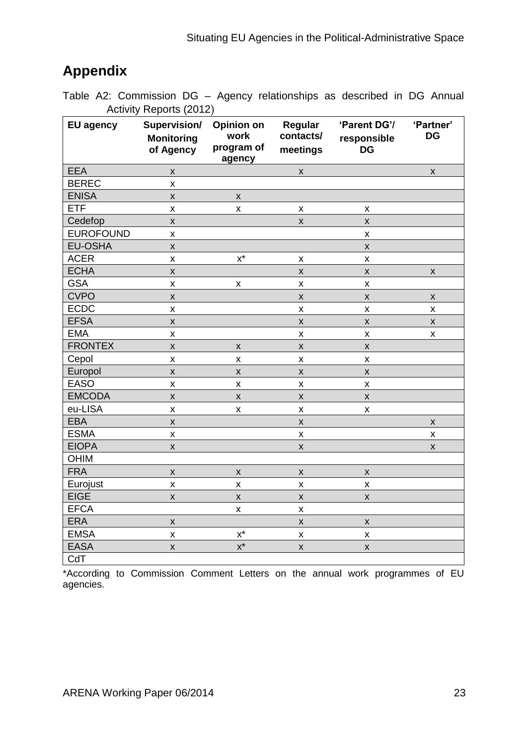## Appendix

Table A2: Commission DG – Agency relationships as described in DG Annual Activity Reports (2012)

| EU agency | Supervision/ Monitoring of Agency | Opinion on work program of agency | Regular contacts/ meetings | 'Parent DG'/ responsible DG | 'Partner' DG |
|---|---|---|---|---|---|
| EEA | x | | x | | x |
| BEREC | x | | | | |
| ENISA | x | x | | | |
| ETF | x | x | x | x | |
| Cedefop | x | | x | x | |
| EUROFOUND | x | | | x | |
| EU-OSHA | x | | | x | |
| ACER | x | x* | x | x | |
| ECHA | x | | x | x | x |
| GSA | x | x | x | x | |
| CVPO | x | | x | x | x |
| ECDC | x | | x | x | x |
| EFSA | x | | x | x | x |
| EMA | x | | x | x | x |
| FRONTEX | x | x | x | x | |
| Cepol | x | x | x | x | |
| Europol | x | x | x | x | |
| EASO | x | x | x | x | |
| EMCODA | x | x | x | x | |
| eu-LISA | x | x | x | x | |
| EBA | x | | x | | x |
| ESMA | x | | x | | x |
| EIOPA | x | | x | | x |
| OHIM | | | | | |
| FRA | x | x | x | x | |
| Eurojust | x | x | x | x | |
| EIGE | x | x | x | x | |
| EFCA | | x | x | | |
| ERA | x | | x | x | |
| EMSA | x | x* | x | x | |
| EASA | x | x* | x | x | |
| CdT | | | | | |

*According to Commission Comment Letters on the annual work programmes of EU agencies.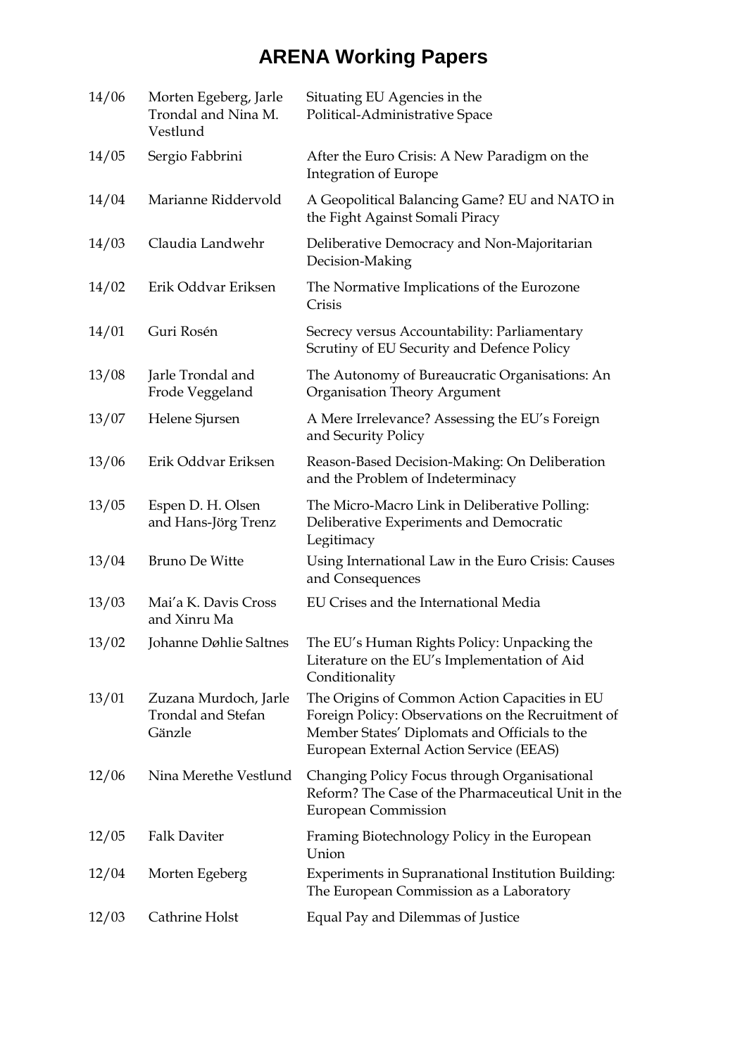# ARENA Working Papers

| | | |
|---|---|---|
| 14/06 | Morten Egeberg, Jarle Trondal and Nina M. Vestlund | Situating EU Agencies in the Political-Administrative Space |
| 14/05 | Sergio Fabbrini | After the Euro Crisis: A New Paradigm on the Integration of Europe |
| 14/04 | Marianne Riddervold | A Geopolitical Balancing Game? EU and NATO in the Fight Against Somali Piracy |
| 14/03 | Claudia Landwehr | Deliberative Democracy and Non-Majoritarian Decision-Making |
| 14/02 | Erik Oddvar Eriksen | The Normative Implications of the Eurozone Crisis |
| 14/01 | Guri Rosén | Secrecy versus Accountability: Parliamentary Scrutiny of EU Security and Defence Policy |
| 13/08 | Jarle Trondal and Frode Veggeland | The Autonomy of Bureaucratic Organisations: An Organisation Theory Argument |
| 13/07 | Helene Sjursen | A Mere Irrelevance? Assessing the EU's Foreign and Security Policy |
| 13/06 | Erik Oddvar Eriksen | Reason-Based Decision-Making: On Deliberation and the Problem of Indeterminacy |
| 13/05 | Espen D. H. Olsen and Hans-Jörg Trenz | The Micro-Macro Link in Deliberative Polling: Deliberative Experiments and Democratic Legitimacy |
| 13/04 | Bruno De Witte | Using International Law in the Euro Crisis: Causes and Consequences |
| 13/03 | Mai'a K. Davis Cross and Xinru Ma | EU Crises and the International Media |
| 13/02 | Johanne Døhlie Saltnes | The EU's Human Rights Policy: Unpacking the Literature on the EU's Implementation of Aid Conditionality |
| 13/01 | Zuzana Murdoch, Jarle Trondal and Stefan Gänzle | The Origins of Common Action Capacities in EU Foreign Policy: Observations on the Recruitment of Member States' Diplomats and Officials to the European External Action Service (EEAS) |
| 12/06 | Nina Merethe Vestlund | Changing Policy Focus through Organisational Reform? The Case of the Pharmaceutical Unit in the European Commission |
| 12/05 | Falk Daviter | Framing Biotechnology Policy in the European Union |
| 12/04 | Morten Egeberg | Experiments in Supranational Institution Building: The European Commission as a Laboratory |
| 12/03 | Cathrine Holst | Equal Pay and Dilemmas of Justice |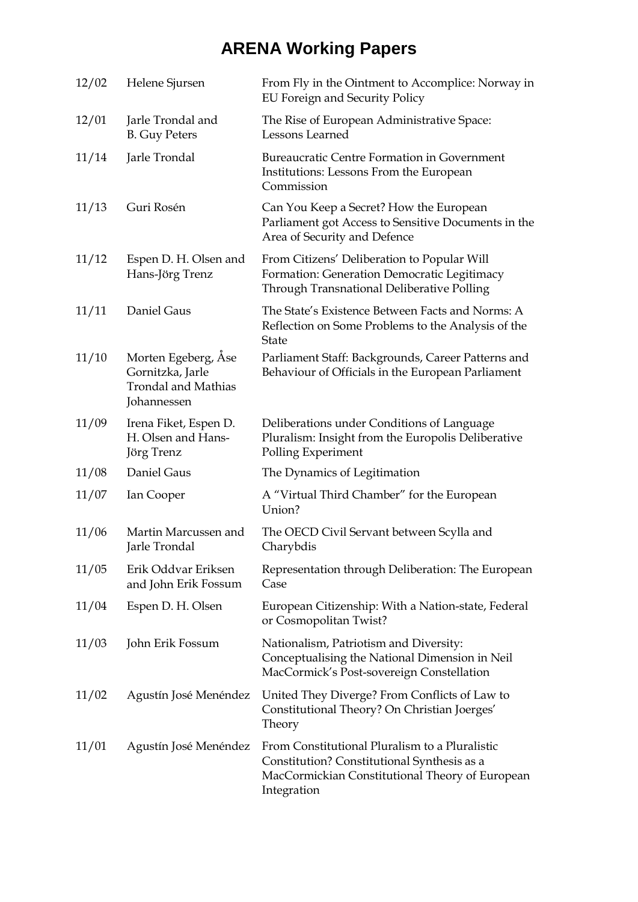# ARENA Working Papers

| | | |
|---|---|---|
| 12/02 | Helene Sjursen | From Fly in the Ointment to Accomplice: Norway in EU Foreign and Security Policy |
| 12/01 | Jarle Trondal and B. Guy Peters | The Rise of European Administrative Space: Lessons Learned |
| 11/14 | Jarle Trondal | Bureaucratic Centre Formation in Government Institutions: Lessons From the European Commission |
| 11/13 | Guri Rosén | Can You Keep a Secret? How the European Parliament got Access to Sensitive Documents in the Area of Security and Defence |
| 11/12 | Espen D. H. Olsen and Hans-Jörg Trenz | From Citizens' Deliberation to Popular Will Formation: Generation Democratic Legitimacy Through Transnational Deliberative Polling |
| 11/11 | Daniel Gaus | The State's Existence Between Facts and Norms: A Reflection on Some Problems to the Analysis of the State |
| 11/10 | Morten Egeberg, Åse Gornitzka, Jarle Trondal and Mathias Johannessen | Parliament Staff: Backgrounds, Career Patterns and Behaviour of Officials in the European Parliament |
| 11/09 | Irena Fiket, Espen D. H. Olsen and Hans-Jörg Trenz | Deliberations under Conditions of Language Pluralism: Insight from the Europolis Deliberative Polling Experiment |
| 11/08 | Daniel Gaus | The Dynamics of Legitimation |
| 11/07 | Ian Cooper | A "Virtual Third Chamber" for the European Union? |
| 11/06 | Martin Marcussen and Jarle Trondal | The OECD Civil Servant between Scylla and Charybdis |
| 11/05 | Erik Oddvar Eriksen and John Erik Fossum | Representation through Deliberation: The European Case |
| 11/04 | Espen D. H. Olsen | European Citizenship: With a Nation-state, Federal or Cosmopolitan Twist? |
| 11/03 | John Erik Fossum | Nationalism, Patriotism and Diversity: Conceptualising the National Dimension in Neil MacCormick's Post-sovereign Constellation |
| 11/02 | Agustín José Menéndez | United They Diverge? From Conflicts of Law to Constitutional Theory? On Christian Joerges' Theory |
| 11/01 | Agustín José Menéndez | From Constitutional Pluralism to a Pluralistic Constitution? Constitutional Synthesis as a MacCormickian Constitutional Theory of European Integration |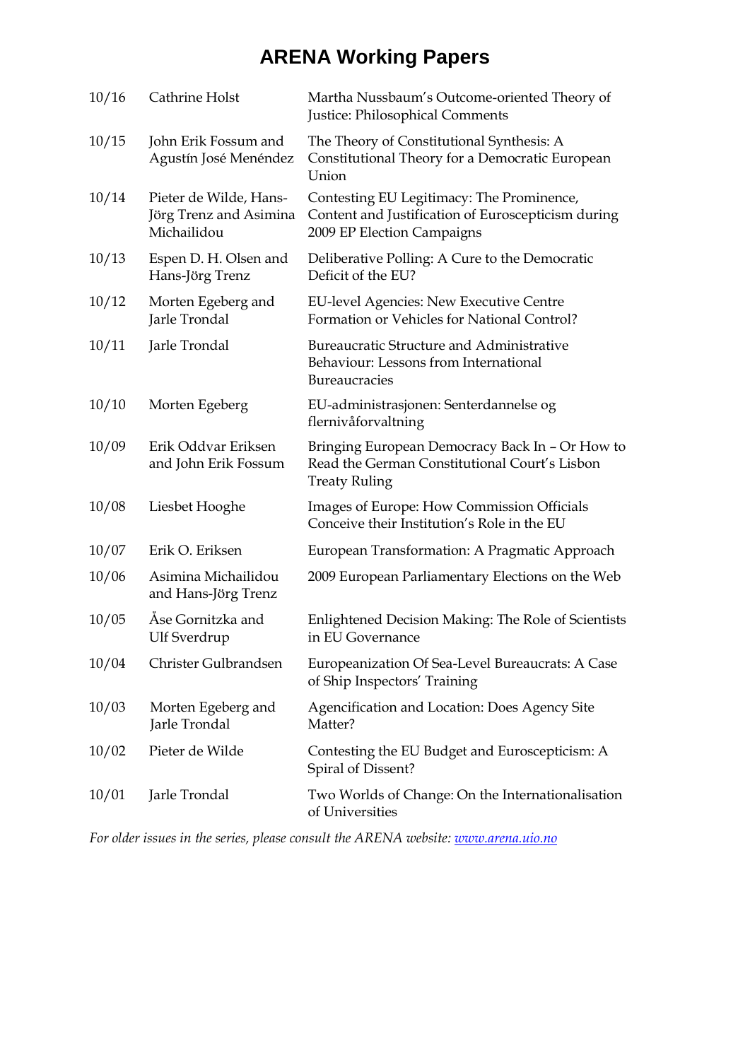# ARENA Working Papers

| | | |
|---|---|---|
| 10/16 | Cathrine Holst | Martha Nussbaum's Outcome-oriented Theory of Justice: Philosophical Comments |
| 10/15 | John Erik Fossum and Agustín José Menéndez | The Theory of Constitutional Synthesis: A Constitutional Theory for a Democratic European Union |
| 10/14 | Pieter de Wilde, Hans-Jörg Trenz and Asimina Michailidou | Contesting EU Legitimacy: The Prominence, Content and Justification of Euroscepticism during 2009 EP Election Campaigns |
| 10/13 | Espen D. H. Olsen and Hans-Jörg Trenz | Deliberative Polling: A Cure to the Democratic Deficit of the EU? |
| 10/12 | Morten Egeberg and Jarle Trondal | EU-level Agencies: New Executive Centre Formation or Vehicles for National Control? |
| 10/11 | Jarle Trondal | Bureaucratic Structure and Administrative Behaviour: Lessons from International Bureaucracies |
| 10/10 | Morten Egeberg | EU-administrasjonen: Senterdannelse og flernivåforvaltning |
| 10/09 | Erik Oddvar Eriksen and John Erik Fossum | Bringing European Democracy Back In – Or How to Read the German Constitutional Court's Lisbon Treaty Ruling |
| 10/08 | Liesbet Hooghe | Images of Europe: How Commission Officials Conceive their Institution's Role in the EU |
| 10/07 | Erik O. Eriksen | European Transformation: A Pragmatic Approach |
| 10/06 | Asimina Michailidou and Hans-Jörg Trenz | 2009 European Parliamentary Elections on the Web |
| 10/05 | Åse Gornitzka and Ulf Sverdrup | Enlightened Decision Making: The Role of Scientists in EU Governance |
| 10/04 | Christer Gulbrandsen | Europeanization Of Sea-Level Bureaucrats: A Case of Ship Inspectors' Training |
| 10/03 | Morten Egeberg and Jarle Trondal | Agencification and Location: Does Agency Site Matter? |
| 10/02 | Pieter de Wilde | Contesting the EU Budget and Euroscepticism: A Spiral of Dissent? |
| 10/01 | Jarle Trondal | Two Worlds of Change: On the Internationalisation of Universities |

*For older issues in the series, please consult the ARENA website: www.arena.uio.no*